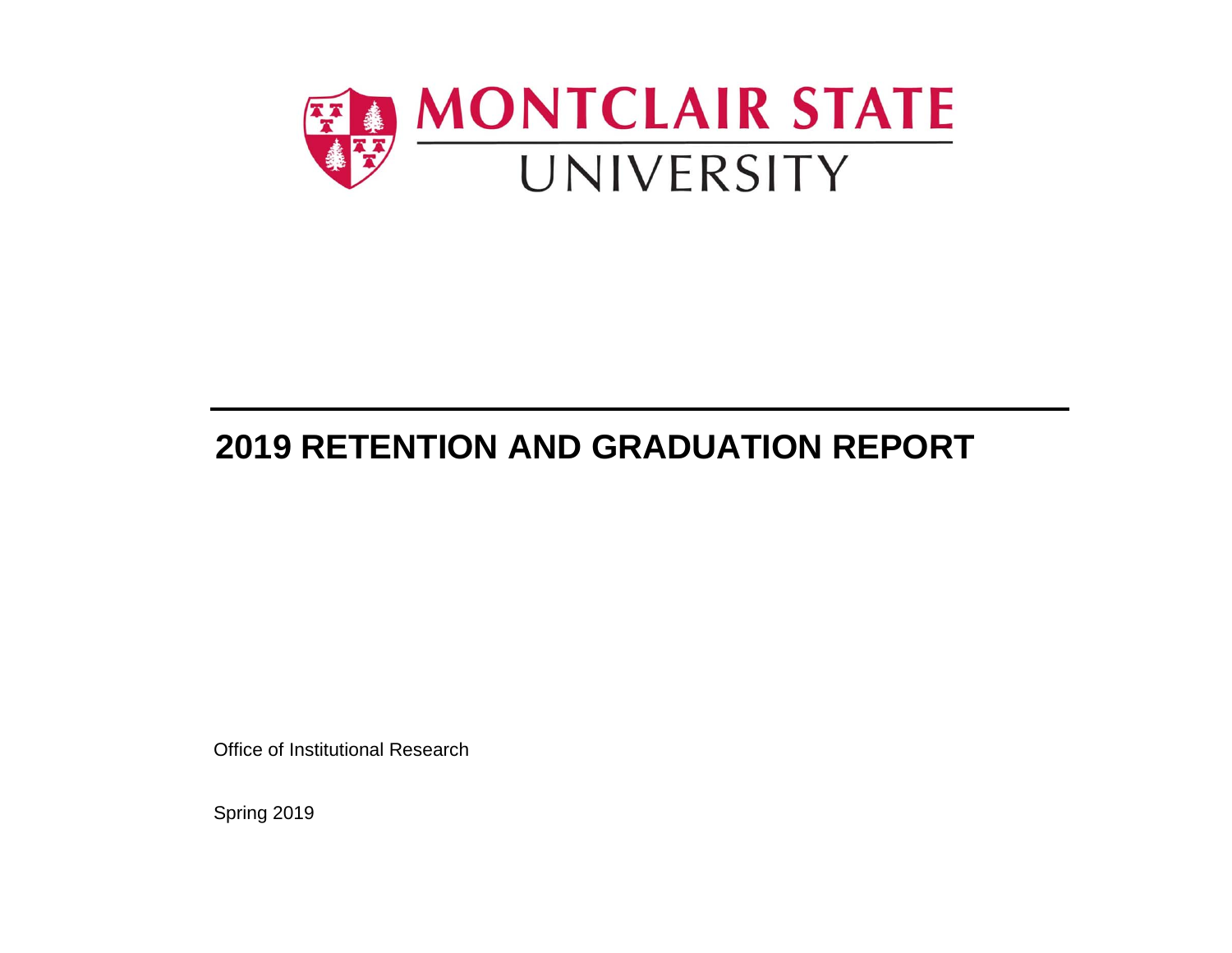MONTCLAIR STATE UNIVERSITY

# 2019 RETENTION AND GRADUATION REPORT

Office of Institutional Research

Spring 2019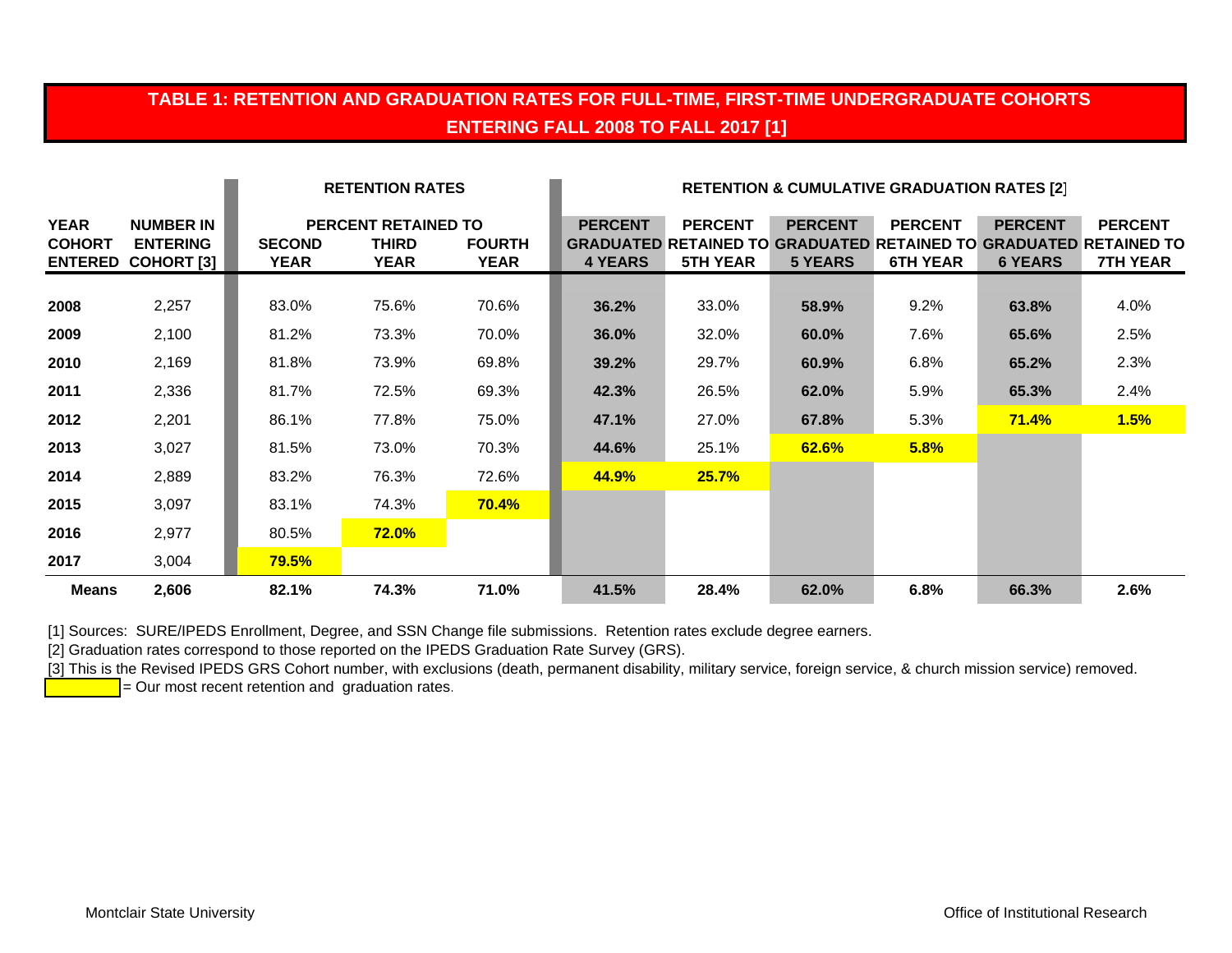## TABLE 1: RETENTION AND GRADUATION RATES FOR FULL-TIME, FIRST-TIME UNDERGRADUATE COHORTS ENTERING FALL 2008 TO FALL 2017 [1]

| | | RETENTION RATES | | | RETENTION & CUMULATIVE GRADUATION RATES [2] | | | | | |
|---|---|---|---|---|---|---|---|---|---|---|
| | | PERCENT RETAINED TO | | | | | | | | |
| YEAR COHORT ENTERED | NUMBER IN ENTERING COHORT [3] | SECOND YEAR | THIRD YEAR | FOURTH YEAR | PERCENT GRADUATED 4 YEARS | PERCENT RETAINED TO 5TH YEAR | PERCENT GRADUATED 5 YEARS | PERCENT RETAINED TO 6TH YEAR | PERCENT GRADUATED 6 YEARS | PERCENT RETAINED TO 7TH YEAR |
| **2008** | 2,257 | 83.0% | 75.6% | 70.6% | **36.2%** | 33.0% | **58.9%** | 9.2% | **63.8%** | 4.0% |
| **2009** | 2,100 | 81.2% | 73.3% | 70.0% | **36.0%** | 32.0% | **60.0%** | 7.6% | **65.6%** | 2.5% |
| **2010** | 2,169 | 81.8% | 73.9% | 69.8% | **39.2%** | 29.7% | **60.9%** | 6.8% | **65.2%** | 2.3% |
| **2011** | 2,336 | 81.7% | 72.5% | 69.3% | **42.3%** | 26.5% | **62.0%** | 5.9% | **65.3%** | 2.4% |
| **2012** | 2,201 | 86.1% | 77.8% | 75.0% | **47.1%** | 27.0% | **67.8%** | 5.3% | **71.4%** | **1.5%** |
| **2013** | 3,027 | 81.5% | 73.0% | 70.3% | **44.6%** | 25.1% | **62.6%** | **5.8%** | | |
| **2014** | 2,889 | 83.2% | 76.3% | 72.6% | **44.9%** | **25.7%** | | | | |
| **2015** | 3,097 | 83.1% | 74.3% | **70.4%** | | | | | | |
| **2016** | 2,977 | 80.5% | **72.0%** | | | | | | | |
| **2017** | 3,004 | **79.5%** | | | | | | | | |
| **Means** | **2,606** | **82.1%** | **74.3%** | **71.0%** | **41.5%** | **28.4%** | **62.0%** | **6.8%** | **66.3%** | **2.6%** |

[1] Sources: SURE/IPEDS Enrollment, Degree, and SSN Change file submissions. Retention rates exclude degree earners.

[2] Graduation rates correspond to those reported on the IPEDS Graduation Rate Survey (GRS).

[3] This is the Revised IPEDS GRS Cohort number, with exclusions (death, permanent disability, military service, foreign service, & church mission service) removed.

(Highlighted) = Our most recent retention and graduation rates.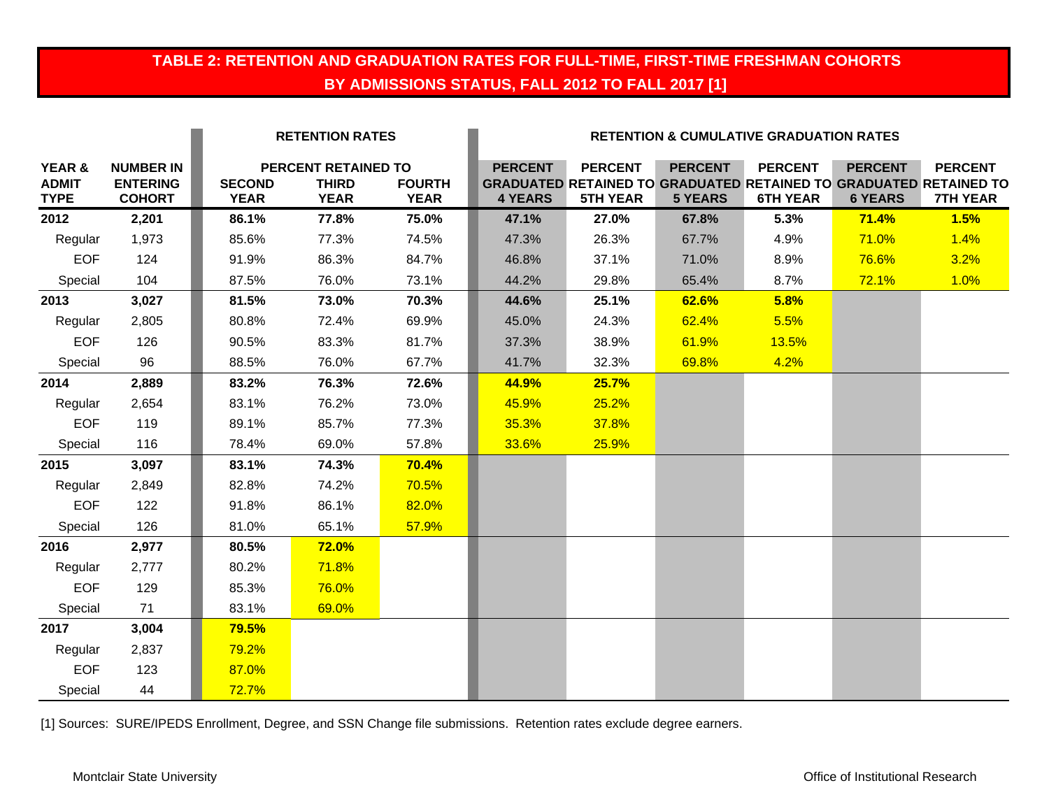## TABLE 2: RETENTION AND GRADUATION RATES FOR FULL-TIME, FIRST-TIME FRESHMAN COHORTS BY ADMISSIONS STATUS, FALL 2012 TO FALL 2017 [1]

| | | RETENTION RATES | | | RETENTION & CUMULATIVE GRADUATION RATES | | | | | |
|---|---|---|---|---|---|---|---|---|---|---|
| | | PERCENT RETAINED TO | | | | | | | | |
| YEAR & ADMIT TYPE | NUMBER IN ENTERING COHORT | SECOND YEAR | THIRD YEAR | FOURTH YEAR | PERCENT GRADUATED 4 YEARS | PERCENT RETAINED TO 5TH YEAR | PERCENT GRADUATED 5 YEARS | PERCENT RETAINED TO 6TH YEAR | PERCENT GRADUATED 6 YEARS | PERCENT RETAINED TO 7TH YEAR |
| **2012** | **2,201** | **86.1%** | **77.8%** | **75.0%** | **47.1%** | **27.0%** | **67.8%** | **5.3%** | **71.4%** | **1.5%** |
| Regular | 1,973 | 85.6% | 77.3% | 74.5% | 47.3% | 26.3% | 67.7% | 4.9% | 71.0% | 1.4% |
| EOF | 124 | 91.9% | 86.3% | 84.7% | 46.8% | 37.1% | 71.0% | 8.9% | 76.6% | 3.2% |
| Special | 104 | 87.5% | 76.0% | 73.1% | 44.2% | 29.8% | 65.4% | 8.7% | 72.1% | 1.0% |
| **2013** | **3,027** | **81.5%** | **73.0%** | **70.3%** | **44.6%** | **25.1%** | **62.6%** | **5.8%** | | |
| Regular | 2,805 | 80.8% | 72.4% | 69.9% | 45.0% | 24.3% | 62.4% | 5.5% | | |
| EOF | 126 | 90.5% | 83.3% | 81.7% | 37.3% | 38.9% | 61.9% | 13.5% | | |
| Special | 96 | 88.5% | 76.0% | 67.7% | 41.7% | 32.3% | 69.8% | 4.2% | | |
| **2014** | **2,889** | **83.2%** | **76.3%** | **72.6%** | **44.9%** | **25.7%** | | | | |
| Regular | 2,654 | 83.1% | 76.2% | 73.0% | 45.9% | 25.2% | | | | |
| EOF | 119 | 89.1% | 85.7% | 77.3% | 35.3% | 37.8% | | | | |
| Special | 116 | 78.4% | 69.0% | 57.8% | 33.6% | 25.9% | | | | |
| **2015** | **3,097** | **83.1%** | **74.3%** | **70.4%** | | | | | | |
| Regular | 2,849 | 82.8% | 74.2% | 70.5% | | | | | | |
| EOF | 122 | 91.8% | 86.1% | 82.0% | | | | | | |
| Special | 126 | 81.0% | 65.1% | 57.9% | | | | | | |
| **2016** | **2,977** | **80.5%** | **72.0%** | | | | | | | |
| Regular | 2,777 | 80.2% | 71.8% | | | | | | | |
| EOF | 129 | 85.3% | 76.0% | | | | | | | |
| Special | 71 | 83.1% | 69.0% | | | | | | | |
| **2017** | **3,004** | **79.5%** | | | | | | | | |
| Regular | 2,837 | 79.2% | | | | | | | | |
| EOF | 123 | 87.0% | | | | | | | | |
| Special | 44 | 72.7% | | | | | | | | |

[1] Sources: SURE/IPEDS Enrollment, Degree, and SSN Change file submissions. Retention rates exclude degree earners.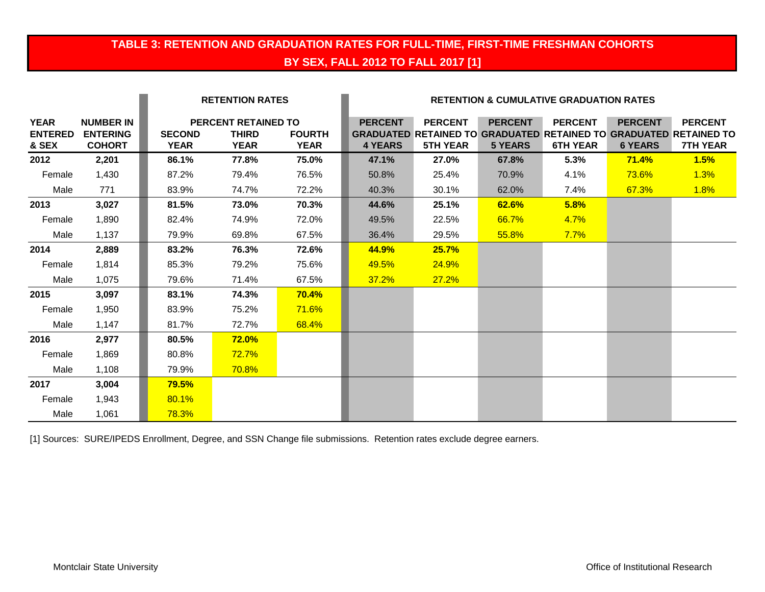# TABLE 3: RETENTION AND GRADUATION RATES FOR FULL-TIME, FIRST-TIME FRESHMAN COHORTS BY SEX, FALL 2012 TO FALL 2017 [1]

| | | RETENTION RATES | | | RETENTION & CUMULATIVE GRADUATION RATES | | | | | |
|---|---|---|---|---|---|---|---|---|---|---|
| | | PERCENT RETAINED TO | | | | | | | | |
| **YEAR ENTERED & SEX** | **NUMBER IN ENTERING COHORT** | **SECOND YEAR** | **THIRD YEAR** | **FOURTH YEAR** | **PERCENT GRADUATED 4 YEARS** | **PERCENT RETAINED TO 5TH YEAR** | **PERCENT GRADUATED 5 YEARS** | **PERCENT RETAINED TO 6TH YEAR** | **PERCENT GRADUATED 6 YEARS** | **PERCENT RETAINED TO 7TH YEAR** |
| **2012** | **2,201** | **86.1%** | **77.8%** | **75.0%** | **47.1%** | **27.0%** | **67.8%** | **5.3%** | **71.4%** | **1.5%** |
| Female | 1,430 | 87.2% | 79.4% | 76.5% | 50.8% | 25.4% | 70.9% | 4.1% | 73.6% | 1.3% |
| Male | 771 | 83.9% | 74.7% | 72.2% | 40.3% | 30.1% | 62.0% | 7.4% | 67.3% | 1.8% |
| **2013** | **3,027** | **81.5%** | **73.0%** | **70.3%** | **44.6%** | **25.1%** | **62.6%** | **5.8%** | | |
| Female | 1,890 | 82.4% | 74.9% | 72.0% | 49.5% | 22.5% | 66.7% | 4.7% | | |
| Male | 1,137 | 79.9% | 69.8% | 67.5% | 36.4% | 29.5% | 55.8% | 7.7% | | |
| **2014** | **2,889** | **83.2%** | **76.3%** | **72.6%** | **44.9%** | **25.7%** | | | | |
| Female | 1,814 | 85.3% | 79.2% | 75.6% | 49.5% | 24.9% | | | | |
| Male | 1,075 | 79.6% | 71.4% | 67.5% | 37.2% | 27.2% | | | | |
| **2015** | **3,097** | **83.1%** | **74.3%** | **70.4%** | | | | | | |
| Female | 1,950 | 83.9% | 75.2% | 71.6% | | | | | | |
| Male | 1,147 | 81.7% | 72.7% | 68.4% | | | | | | |
| **2016** | **2,977** | **80.5%** | **72.0%** | | | | | | | |
| Female | 1,869 | 80.8% | 72.7% | | | | | | | |
| Male | 1,108 | 79.9% | 70.8% | | | | | | | |
| **2017** | **3,004** | **79.5%** | | | | | | | | |
| Female | 1,943 | 80.1% | | | | | | | | |
| Male | 1,061 | 78.3% | | | | | | | | |

[1] Sources: SURE/IPEDS Enrollment, Degree, and SSN Change file submissions. Retention rates exclude degree earners.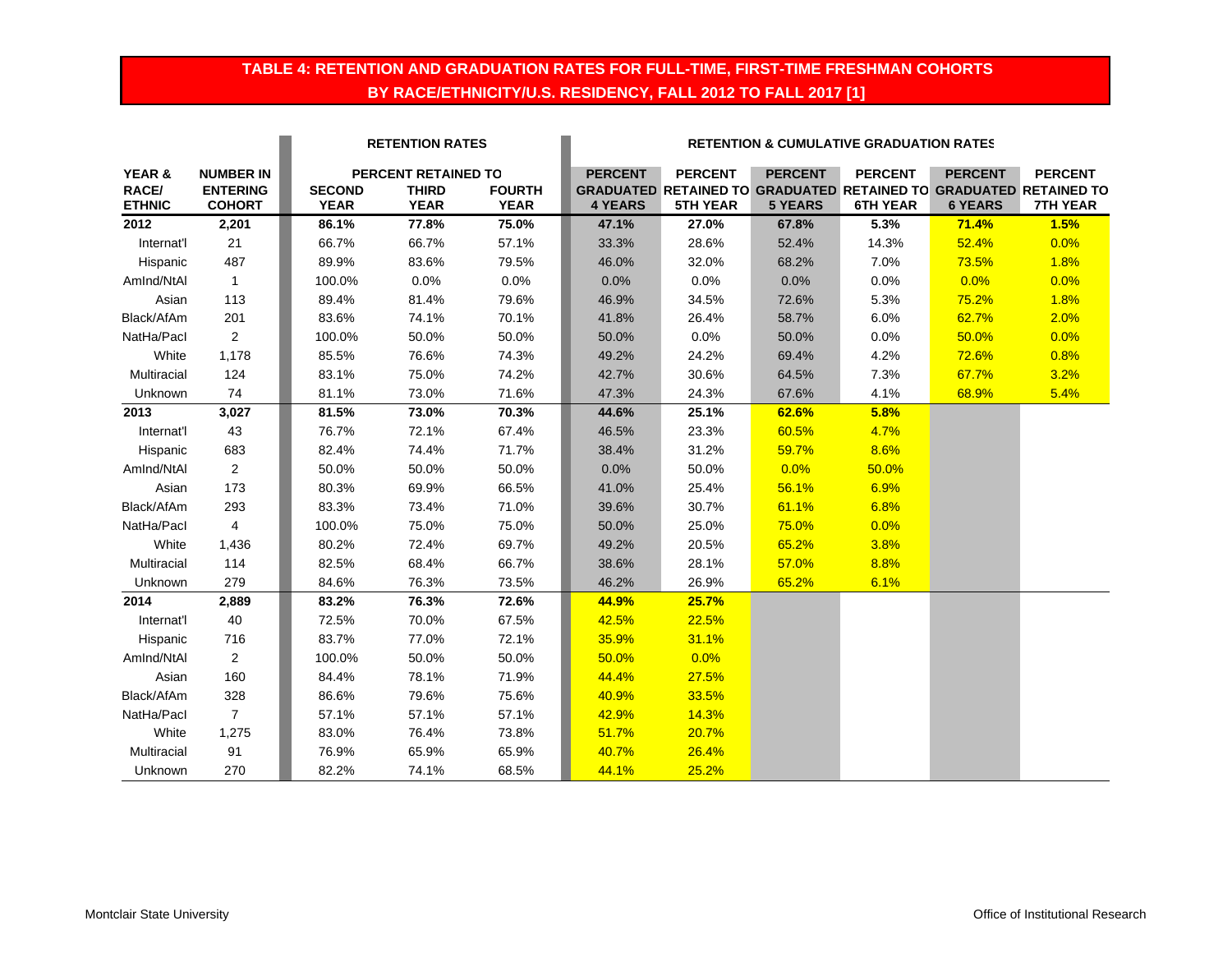# TABLE 4: RETENTION AND GRADUATION RATES FOR FULL-TIME, FIRST-TIME FRESHMAN COHORTS BY RACE/ETHNICITY/U.S. RESIDENCY, FALL 2012 TO FALL 2017 [1]

| | | RETENTION RATES | | | RETENTION & CUMULATIVE GRADUATION RATES | | | | | |
|---|---|---|---|---|---|---|---|---|---|---|
| | | PERCENT RETAINED TO | | | | | | | | |
| YEAR & RACE/ ETHNIC | NUMBER IN ENTERING COHORT | SECOND YEAR | THIRD YEAR | FOURTH YEAR | PERCENT GRADUATED 4 YEARS | PERCENT RETAINED TO 5TH YEAR | PERCENT GRADUATED 5 YEARS | PERCENT RETAINED TO 6TH YEAR | PERCENT GRADUATED 6 YEARS | PERCENT RETAINED TO 7TH YEAR |
| **2012** | **2,201** | **86.1%** | **77.8%** | **75.0%** | **47.1%** | **27.0%** | **67.8%** | **5.3%** | **71.4%** | **1.5%** |
| Internat'l | 21 | 66.7% | 66.7% | 57.1% | 33.3% | 28.6% | 52.4% | 14.3% | 52.4% | 0.0% |
| Hispanic | 487 | 89.9% | 83.6% | 79.5% | 46.0% | 32.0% | 68.2% | 7.0% | 73.5% | 1.8% |
| AmInd/NtAl | 1 | 100.0% | 0.0% | 0.0% | 0.0% | 0.0% | 0.0% | 0.0% | 0.0% | 0.0% |
| Asian | 113 | 89.4% | 81.4% | 79.6% | 46.9% | 34.5% | 72.6% | 5.3% | 75.2% | 1.8% |
| Black/AfAm | 201 | 83.6% | 74.1% | 70.1% | 41.8% | 26.4% | 58.7% | 6.0% | 62.7% | 2.0% |
| NatHa/PacI | 2 | 100.0% | 50.0% | 50.0% | 50.0% | 0.0% | 50.0% | 0.0% | 50.0% | 0.0% |
| White | 1,178 | 85.5% | 76.6% | 74.3% | 49.2% | 24.2% | 69.4% | 4.2% | 72.6% | 0.8% |
| Multiracial | 124 | 83.1% | 75.0% | 74.2% | 42.7% | 30.6% | 64.5% | 7.3% | 67.7% | 3.2% |
| Unknown | 74 | 81.1% | 73.0% | 71.6% | 47.3% | 24.3% | 67.6% | 4.1% | 68.9% | 5.4% |
| **2013** | **3,027** | **81.5%** | **73.0%** | **70.3%** | **44.6%** | **25.1%** | **62.6%** | **5.8%** | | |
| Internat'l | 43 | 76.7% | 72.1% | 67.4% | 46.5% | 23.3% | 60.5% | 4.7% | | |
| Hispanic | 683 | 82.4% | 74.4% | 71.7% | 38.4% | 31.2% | 59.7% | 8.6% | | |
| AmInd/NtAl | 2 | 50.0% | 50.0% | 50.0% | 0.0% | 50.0% | 0.0% | 50.0% | | |
| Asian | 173 | 80.3% | 69.9% | 66.5% | 41.0% | 25.4% | 56.1% | 6.9% | | |
| Black/AfAm | 293 | 83.3% | 73.4% | 71.0% | 39.6% | 30.7% | 61.1% | 6.8% | | |
| NatHa/PacI | 4 | 100.0% | 75.0% | 75.0% | 50.0% | 25.0% | 75.0% | 0.0% | | |
| White | 1,436 | 80.2% | 72.4% | 69.7% | 49.2% | 20.5% | 65.2% | 3.8% | | |
| Multiracial | 114 | 82.5% | 68.4% | 66.7% | 38.6% | 28.1% | 57.0% | 8.8% | | |
| Unknown | 279 | 84.6% | 76.3% | 73.5% | 46.2% | 26.9% | 65.2% | 6.1% | | |
| **2014** | **2,889** | **83.2%** | **76.3%** | **72.6%** | **44.9%** | **25.7%** | | | | |
| Internat'l | 40 | 72.5% | 70.0% | 67.5% | 42.5% | 22.5% | | | | |
| Hispanic | 716 | 83.7% | 77.0% | 72.1% | 35.9% | 31.1% | | | | |
| AmInd/NtAl | 2 | 100.0% | 50.0% | 50.0% | 50.0% | 0.0% | | | | |
| Asian | 160 | 84.4% | 78.1% | 71.9% | 44.4% | 27.5% | | | | |
| Black/AfAm | 328 | 86.6% | 79.6% | 75.6% | 40.9% | 33.5% | | | | |
| NatHa/PacI | 7 | 57.1% | 57.1% | 57.1% | 42.9% | 14.3% | | | | |
| White | 1,275 | 83.0% | 76.4% | 73.8% | 51.7% | 20.7% | | | | |
| Multiracial | 91 | 76.9% | 65.9% | 65.9% | 40.7% | 26.4% | | | | |
| Unknown | 270 | 82.2% | 74.1% | 68.5% | 44.1% | 25.2% | | | | |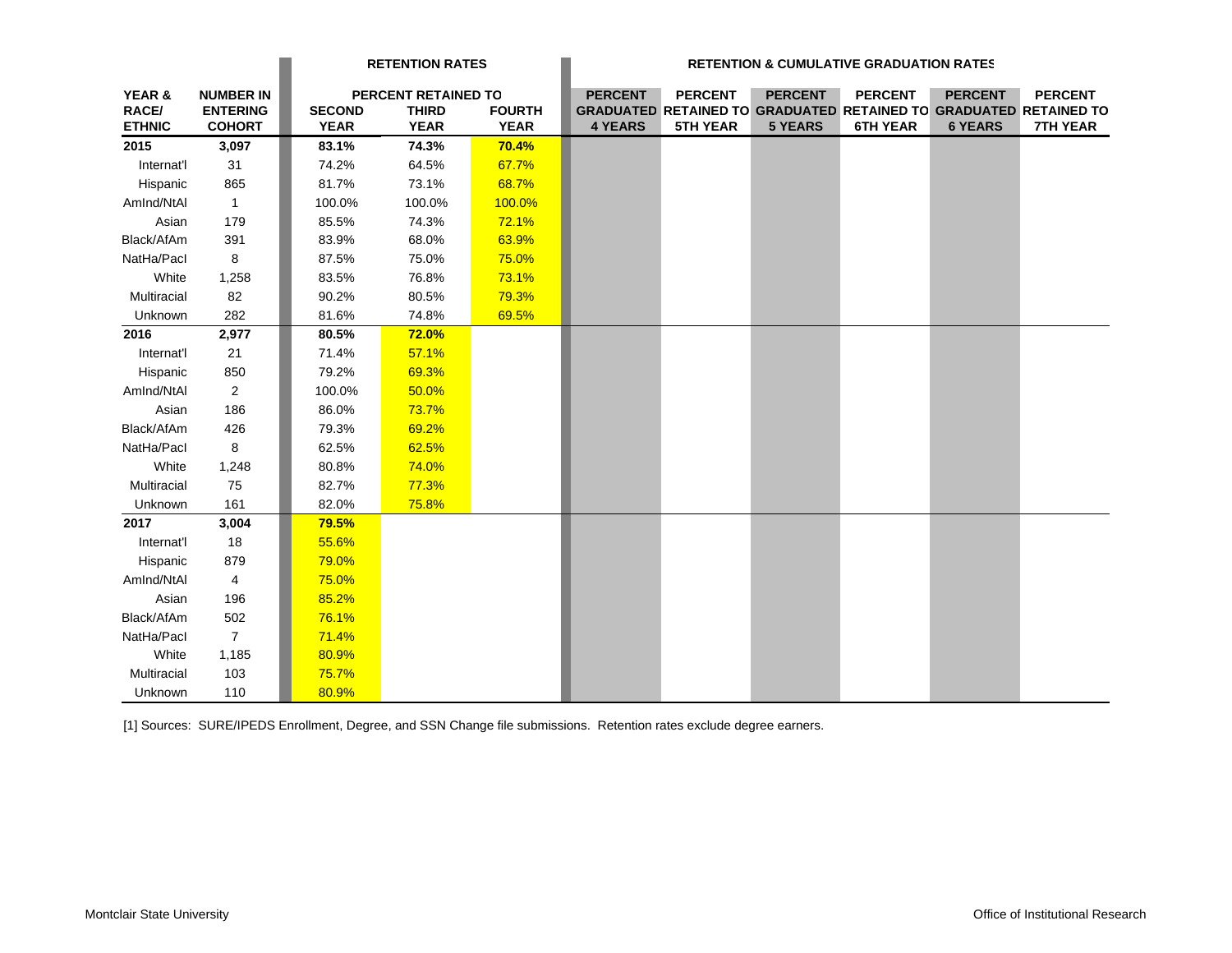| YEAR & RACE/ ETHNIC | NUMBER IN ENTERING COHORT | RETENTION RATES | | | RETENTION & CUMULATIVE GRADUATION RATES | | | | | |
|---|---|---|---|---|---|---|---|---|---|---|
| | | PERCENT RETAINED TO | | | | | | | | |
| | | SECOND YEAR | THIRD YEAR | FOURTH YEAR | PERCENT GRADUATED 4 YEARS | PERCENT RETAINED TO 5TH YEAR | PERCENT GRADUATED 5 YEARS | PERCENT RETAINED TO 6TH YEAR | PERCENT GRADUATED 6 YEARS | PERCENT RETAINED TO 7TH YEAR |
| **2015** | **3,097** | **83.1%** | **74.3%** | **70.4%** | | | | | | |
| Internat'l | 31 | 74.2% | 64.5% | 67.7% | | | | | | |
| Hispanic | 865 | 81.7% | 73.1% | 68.7% | | | | | | |
| AmInd/NtAl | 1 | 100.0% | 100.0% | 100.0% | | | | | | |
| Asian | 179 | 85.5% | 74.3% | 72.1% | | | | | | |
| Black/AfAm | 391 | 83.9% | 68.0% | 63.9% | | | | | | |
| NatHa/PacI | 8 | 87.5% | 75.0% | 75.0% | | | | | | |
| White | 1,258 | 83.5% | 76.8% | 73.1% | | | | | | |
| Multiracial | 82 | 90.2% | 80.5% | 79.3% | | | | | | |
| Unknown | 282 | 81.6% | 74.8% | 69.5% | | | | | | |
| **2016** | **2,977** | **80.5%** | **72.0%** | | | | | | | |
| Internat'l | 21 | 71.4% | 57.1% | | | | | | | |
| Hispanic | 850 | 79.2% | 69.3% | | | | | | | |
| AmInd/NtAl | 2 | 100.0% | 50.0% | | | | | | | |
| Asian | 186 | 86.0% | 73.7% | | | | | | | |
| Black/AfAm | 426 | 79.3% | 69.2% | | | | | | | |
| NatHa/PacI | 8 | 62.5% | 62.5% | | | | | | | |
| White | 1,248 | 80.8% | 74.0% | | | | | | | |
| Multiracial | 75 | 82.7% | 77.3% | | | | | | | |
| Unknown | 161 | 82.0% | 75.8% | | | | | | | |
| **2017** | **3,004** | **79.5%** | | | | | | | | |
| Internat'l | 18 | 55.6% | | | | | | | | |
| Hispanic | 879 | 79.0% | | | | | | | | |
| AmInd/NtAl | 4 | 75.0% | | | | | | | | |
| Asian | 196 | 85.2% | | | | | | | | |
| Black/AfAm | 502 | 76.1% | | | | | | | | |
| NatHa/PacI | 7 | 71.4% | | | | | | | | |
| White | 1,185 | 80.9% | | | | | | | | |
| Multiracial | 103 | 75.7% | | | | | | | | |
| Unknown | 110 | 80.9% | | | | | | | | |

[1] Sources: SURE/IPEDS Enrollment, Degree, and SSN Change file submissions. Retention rates exclude degree earners.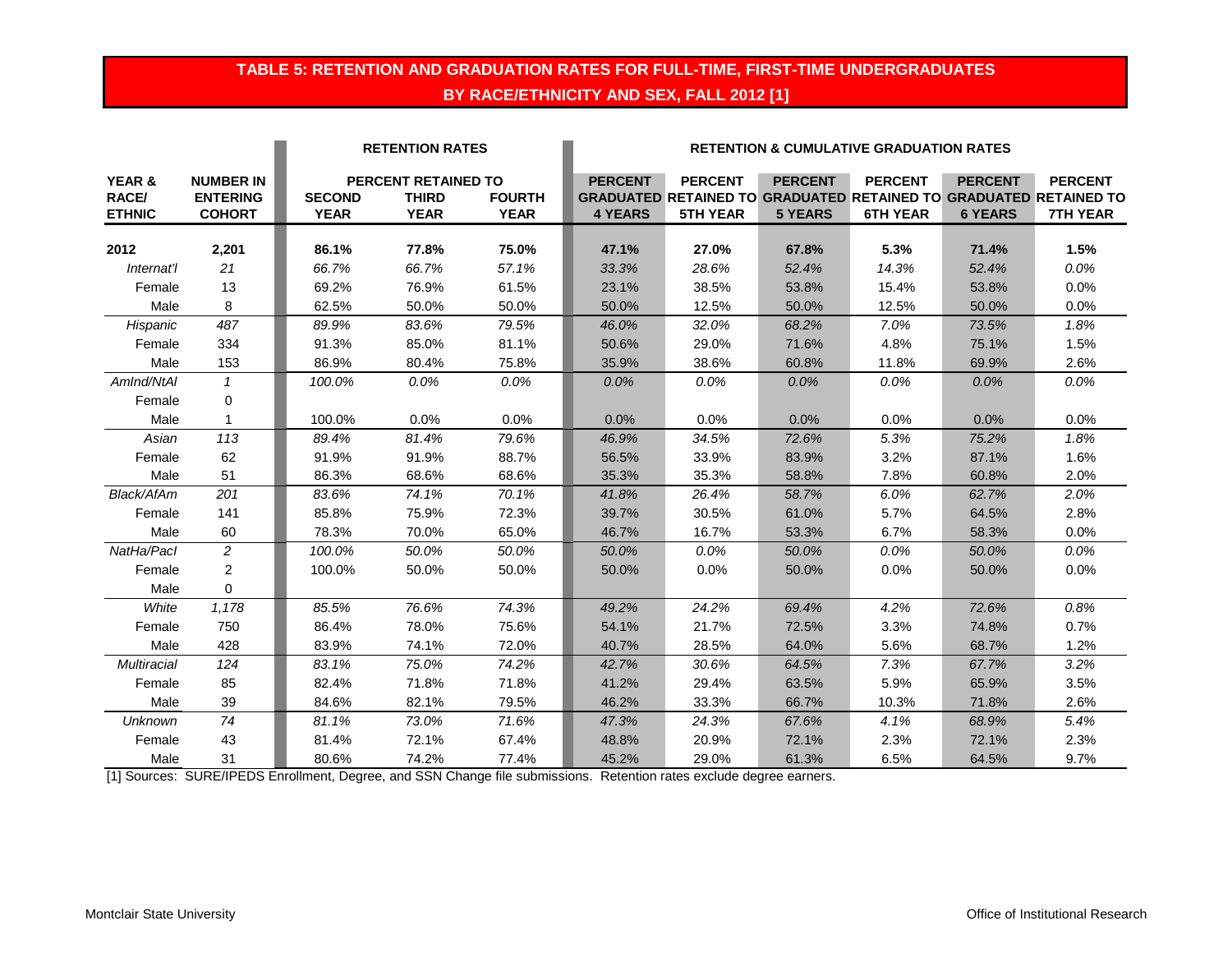## TABLE 5: RETENTION AND GRADUATION RATES FOR FULL-TIME, FIRST-TIME UNDERGRADUATES BY RACE/ETHNICITY AND SEX, FALL 2012 [1]

| | | RETENTION RATES | | | RETENTION & CUMULATIVE GRADUATION RATES | | | | | |
|---|---|---|---|---|---|---|---|---|---|---|
| | | PERCENT RETAINED TO | | | | | | | | |
| **YEAR & RACE/ ETHNIC** | **NUMBER IN ENTERING COHORT** | **SECOND YEAR** | **THIRD YEAR** | **FOURTH YEAR** | **PERCENT GRADUATED 4 YEARS** | **PERCENT RETAINED TO 5TH YEAR** | **PERCENT GRADUATED 5 YEARS** | **PERCENT RETAINED TO 6TH YEAR** | **PERCENT GRADUATED 6 YEARS** | **PERCENT RETAINED TO 7TH YEAR** |
| **2012** | **2,201** | **86.1%** | **77.8%** | **75.0%** | **47.1%** | **27.0%** | **67.8%** | **5.3%** | **71.4%** | **1.5%** |
| *Internat'l* | *21* | *66.7%* | *66.7%* | *57.1%* | *33.3%* | *28.6%* | *52.4%* | *14.3%* | *52.4%* | *0.0%* |
| Female | 13 | 69.2% | 76.9% | 61.5% | 23.1% | 38.5% | 53.8% | 15.4% | 53.8% | 0.0% |
| Male | 8 | 62.5% | 50.0% | 50.0% | 50.0% | 12.5% | 50.0% | 12.5% | 50.0% | 0.0% |
| *Hispanic* | *487* | *89.9%* | *83.6%* | *79.5%* | *46.0%* | *32.0%* | *68.2%* | *7.0%* | *73.5%* | *1.8%* |
| Female | 334 | 91.3% | 85.0% | 81.1% | 50.6% | 29.0% | 71.6% | 4.8% | 75.1% | 1.5% |
| Male | 153 | 86.9% | 80.4% | 75.8% | 35.9% | 38.6% | 60.8% | 11.8% | 69.9% | 2.6% |
| *AmInd/NtAl* | *1* | *100.0%* | *0.0%* | *0.0%* | *0.0%* | *0.0%* | *0.0%* | *0.0%* | *0.0%* | *0.0%* |
| Female | 0 | | | | | | | | | |
| Male | 1 | 100.0% | 0.0% | 0.0% | 0.0% | 0.0% | 0.0% | 0.0% | 0.0% | 0.0% |
| *Asian* | *113* | *89.4%* | *81.4%* | *79.6%* | *46.9%* | *34.5%* | *72.6%* | *5.3%* | *75.2%* | *1.8%* |
| Female | 62 | 91.9% | 91.9% | 88.7% | 56.5% | 33.9% | 83.9% | 3.2% | 87.1% | 1.6% |
| Male | 51 | 86.3% | 68.6% | 68.6% | 35.3% | 35.3% | 58.8% | 7.8% | 60.8% | 2.0% |
| *Black/AfAm* | *201* | *83.6%* | *74.1%* | *70.1%* | *41.8%* | *26.4%* | *58.7%* | *6.0%* | *62.7%* | *2.0%* |
| Female | 141 | 85.8% | 75.9% | 72.3% | 39.7% | 30.5% | 61.0% | 5.7% | 64.5% | 2.8% |
| Male | 60 | 78.3% | 70.0% | 65.0% | 46.7% | 16.7% | 53.3% | 6.7% | 58.3% | 0.0% |
| *NatHa/PacI* | *2* | *100.0%* | *50.0%* | *50.0%* | *50.0%* | *0.0%* | *50.0%* | *0.0%* | *50.0%* | *0.0%* |
| Female | 2 | 100.0% | 50.0% | 50.0% | 50.0% | 0.0% | 50.0% | 0.0% | 50.0% | 0.0% |
| Male | 0 | | | | | | | | | |
| *White* | *1,178* | *85.5%* | *76.6%* | *74.3%* | *49.2%* | *24.2%* | *69.4%* | *4.2%* | *72.6%* | *0.8%* |
| Female | 750 | 86.4% | 78.0% | 75.6% | 54.1% | 21.7% | 72.5% | 3.3% | 74.8% | 0.7% |
| Male | 428 | 83.9% | 74.1% | 72.0% | 40.7% | 28.5% | 64.0% | 5.6% | 68.7% | 1.2% |
| *Multiracial* | *124* | *83.1%* | *75.0%* | *74.2%* | *42.7%* | *30.6%* | *64.5%* | *7.3%* | *67.7%* | *3.2%* |
| Female | 85 | 82.4% | 71.8% | 71.8% | 41.2% | 29.4% | 63.5% | 5.9% | 65.9% | 3.5% |
| Male | 39 | 84.6% | 82.1% | 79.5% | 46.2% | 33.3% | 66.7% | 10.3% | 71.8% | 2.6% |
| *Unknown* | *74* | *81.1%* | *73.0%* | *71.6%* | *47.3%* | *24.3%* | *67.6%* | *4.1%* | *68.9%* | *5.4%* |
| Female | 43 | 81.4% | 72.1% | 67.4% | 48.8% | 20.9% | 72.1% | 2.3% | 72.1% | 2.3% |
| Male | 31 | 80.6% | 74.2% | 77.4% | 45.2% | 29.0% | 61.3% | 6.5% | 64.5% | 9.7% |

[1] Sources: SURE/IPEDS Enrollment, Degree, and SSN Change file submissions. Retention rates exclude degree earners.

Montclair State University | Office of Institutional Research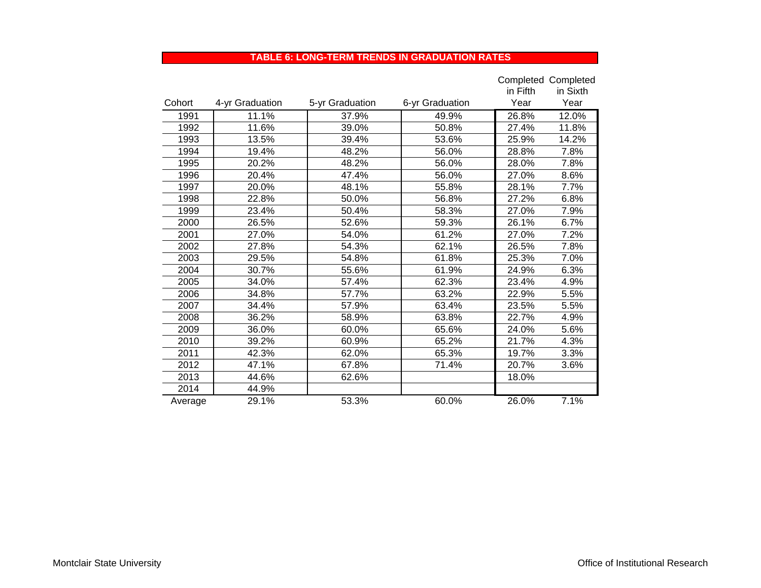## TABLE 6: LONG-TERM TRENDS IN GRADUATION RATES

| Cohort | 4-yr Graduation | 5-yr Graduation | 6-yr Graduation | Completed in Fifth Year | Completed in Sixth Year |
|---|---|---|---|---|---|
| 1991 | 11.1% | 37.9% | 49.9% | 26.8% | 12.0% |
| 1992 | 11.6% | 39.0% | 50.8% | 27.4% | 11.8% |
| 1993 | 13.5% | 39.4% | 53.6% | 25.9% | 14.2% |
| 1994 | 19.4% | 48.2% | 56.0% | 28.8% | 7.8% |
| 1995 | 20.2% | 48.2% | 56.0% | 28.0% | 7.8% |
| 1996 | 20.4% | 47.4% | 56.0% | 27.0% | 8.6% |
| 1997 | 20.0% | 48.1% | 55.8% | 28.1% | 7.7% |
| 1998 | 22.8% | 50.0% | 56.8% | 27.2% | 6.8% |
| 1999 | 23.4% | 50.4% | 58.3% | 27.0% | 7.9% |
| 2000 | 26.5% | 52.6% | 59.3% | 26.1% | 6.7% |
| 2001 | 27.0% | 54.0% | 61.2% | 27.0% | 7.2% |
| 2002 | 27.8% | 54.3% | 62.1% | 26.5% | 7.8% |
| 2003 | 29.5% | 54.8% | 61.8% | 25.3% | 7.0% |
| 2004 | 30.7% | 55.6% | 61.9% | 24.9% | 6.3% |
| 2005 | 34.0% | 57.4% | 62.3% | 23.4% | 4.9% |
| 2006 | 34.8% | 57.7% | 63.2% | 22.9% | 5.5% |
| 2007 | 34.4% | 57.9% | 63.4% | 23.5% | 5.5% |
| 2008 | 36.2% | 58.9% | 63.8% | 22.7% | 4.9% |
| 2009 | 36.0% | 60.0% | 65.6% | 24.0% | 5.6% |
| 2010 | 39.2% | 60.9% | 65.2% | 21.7% | 4.3% |
| 2011 | 42.3% | 62.0% | 65.3% | 19.7% | 3.3% |
| 2012 | 47.1% | 67.8% | 71.4% | 20.7% | 3.6% |
| 2013 | 44.6% | 62.6% | | 18.0% | |
| 2014 | 44.9% | | | | |
| Average | 29.1% | 53.3% | 60.0% | 26.0% | 7.1% |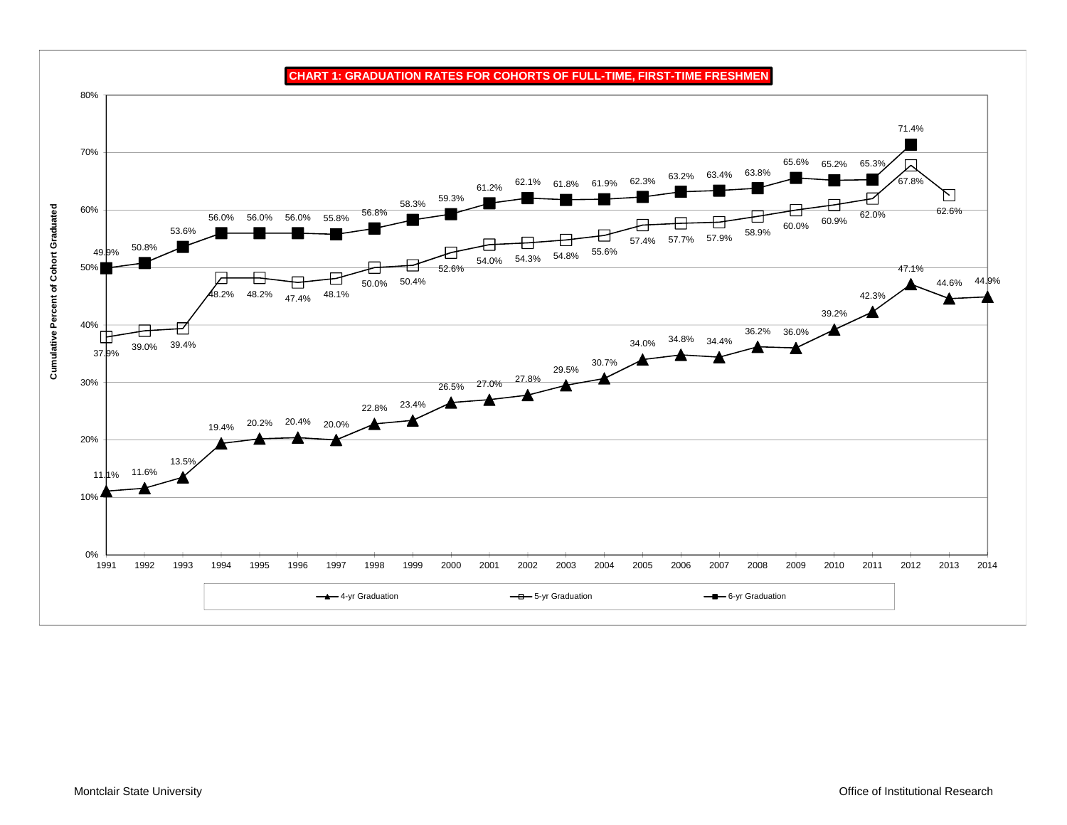## CHART 1: GRADUATION RATES FOR COHORTS OF FULL-TIME, FIRST-TIME FRESHMEN

Cumulative Percent of Cohort Graduated

| Cohort | 4-yr Graduation | 5-yr Graduation | 6-yr Graduation |
|---|---|---|---|
| 1991 | 11.1% | 37.9% | 49.9% |
| 1992 | 11.6% | 39.0% | 50.8% |
| 1993 | 13.5% | 39.4% | 53.6% |
| 1994 | 19.4% | 48.2% | 56.0% |
| 1995 | 20.2% | 48.2% | 56.0% |
| 1996 | 20.4% | 47.4% | 56.0% |
| 1997 | 20.0% | 48.1% | 55.8% |
| 1998 | 22.8% | 50.0% | 56.8% |
| 1999 | 23.4% | 50.4% | 58.3% |
| 2000 | 26.5% | 52.6% | 59.3% |
| 2001 | 27.0% | 54.0% | 61.2% |
| 2002 | 27.8% | 54.3% | 62.1% |
| 2003 | 29.5% | 54.8% | 61.8% |
| 2004 | 30.7% | 55.6% | 61.9% |
| 2005 | 34.0% | 57.4% | 62.3% |
| 2006 | 34.8% | 57.7% | 63.2% |
| 2007 | 34.4% | 57.9% | 63.4% |
| 2008 | 36.2% | 58.9% | 63.8% |
| 2009 | 36.0% | 60.0% | 65.6% |
| 2010 | 39.2% | 60.9% | 65.2% |
| 2011 | 42.3% | 62.0% | 65.3% |
| 2012 | 47.1% | 67.8% | 71.4% |
| 2013 | 44.6% | 62.6% | |
| 2014 | 44.9% | | |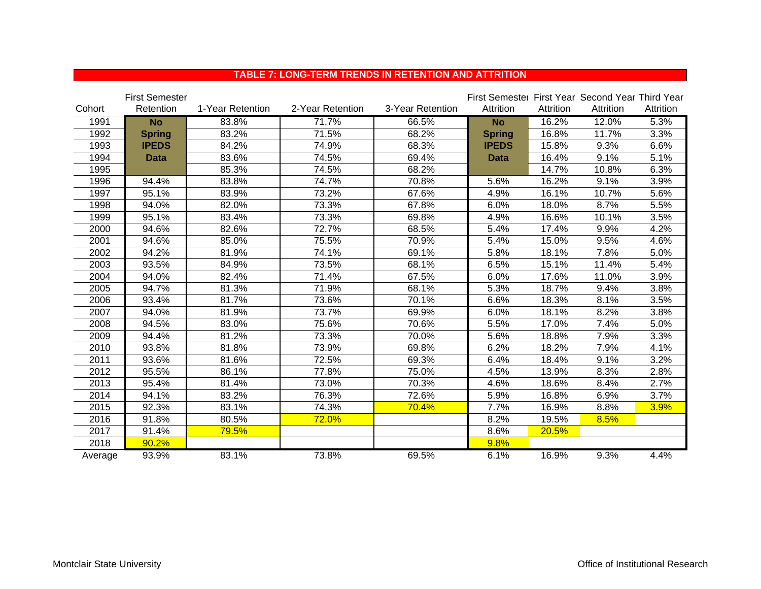## TABLE 7: LONG-TERM TRENDS IN RETENTION AND ATTRITION

| Cohort | First Semester Retention | 1-Year Retention | 2-Year Retention | 3-Year Retention | First Semester Attrition | First Year Attrition | Second Year Attrition | Third Year Attrition |
|---|---|---|---|---|---|---|---|---|
| 1991 | **No** | 83.8% | 71.7% | 66.5% | **No** | 16.2% | 12.0% | 5.3% |
| 1992 | **Spring** | 83.2% | 71.5% | 68.2% | **Spring** | 16.8% | 11.7% | 3.3% |
| 1993 | **IPEDS** | 84.2% | 74.9% | 68.3% | **IPEDS** | 15.8% | 9.3% | 6.6% |
| 1994 | **Data** | 83.6% | 74.5% | 69.4% | **Data** | 16.4% | 9.1% | 5.1% |
| 1995 | | 85.3% | 74.5% | 68.2% | | 14.7% | 10.8% | 6.3% |
| 1996 | 94.4% | 83.8% | 74.7% | 70.8% | 5.6% | 16.2% | 9.1% | 3.9% |
| 1997 | 95.1% | 83.9% | 73.2% | 67.6% | 4.9% | 16.1% | 10.7% | 5.6% |
| 1998 | 94.0% | 82.0% | 73.3% | 67.8% | 6.0% | 18.0% | 8.7% | 5.5% |
| 1999 | 95.1% | 83.4% | 73.3% | 69.8% | 4.9% | 16.6% | 10.1% | 3.5% |
| 2000 | 94.6% | 82.6% | 72.7% | 68.5% | 5.4% | 17.4% | 9.9% | 4.2% |
| 2001 | 94.6% | 85.0% | 75.5% | 70.9% | 5.4% | 15.0% | 9.5% | 4.6% |
| 2002 | 94.2% | 81.9% | 74.1% | 69.1% | 5.8% | 18.1% | 7.8% | 5.0% |
| 2003 | 93.5% | 84.9% | 73.5% | 68.1% | 6.5% | 15.1% | 11.4% | 5.4% |
| 2004 | 94.0% | 82.4% | 71.4% | 67.5% | 6.0% | 17.6% | 11.0% | 3.9% |
| 2005 | 94.7% | 81.3% | 71.9% | 68.1% | 5.3% | 18.7% | 9.4% | 3.8% |
| 2006 | 93.4% | 81.7% | 73.6% | 70.1% | 6.6% | 18.3% | 8.1% | 3.5% |
| 2007 | 94.0% | 81.9% | 73.7% | 69.9% | 6.0% | 18.1% | 8.2% | 3.8% |
| 2008 | 94.5% | 83.0% | 75.6% | 70.6% | 5.5% | 17.0% | 7.4% | 5.0% |
| 2009 | 94.4% | 81.2% | 73.3% | 70.0% | 5.6% | 18.8% | 7.9% | 3.3% |
| 2010 | 93.8% | 81.8% | 73.9% | 69.8% | 6.2% | 18.2% | 7.9% | 4.1% |
| 2011 | 93.6% | 81.6% | 72.5% | 69.3% | 6.4% | 18.4% | 9.1% | 3.2% |
| 2012 | 95.5% | 86.1% | 77.8% | 75.0% | 4.5% | 13.9% | 8.3% | 2.8% |
| 2013 | 95.4% | 81.4% | 73.0% | 70.3% | 4.6% | 18.6% | 8.4% | 2.7% |
| 2014 | 94.1% | 83.2% | 76.3% | 72.6% | 5.9% | 16.8% | 6.9% | 3.7% |
| 2015 | 92.3% | 83.1% | 74.3% | 70.4% | 7.7% | 16.9% | 8.8% | 3.9% |
| 2016 | 91.8% | 80.5% | 72.0% | | 8.2% | 19.5% | 8.5% | |
| 2017 | 91.4% | 79.5% | | | 8.6% | 20.5% | | |
| 2018 | 90.2% | | | | 9.8% | | | |
| Average | 93.9% | 83.1% | 73.8% | 69.5% | 6.1% | 16.9% | 9.3% | 4.4% |

Montclair State University | Office of Institutional Research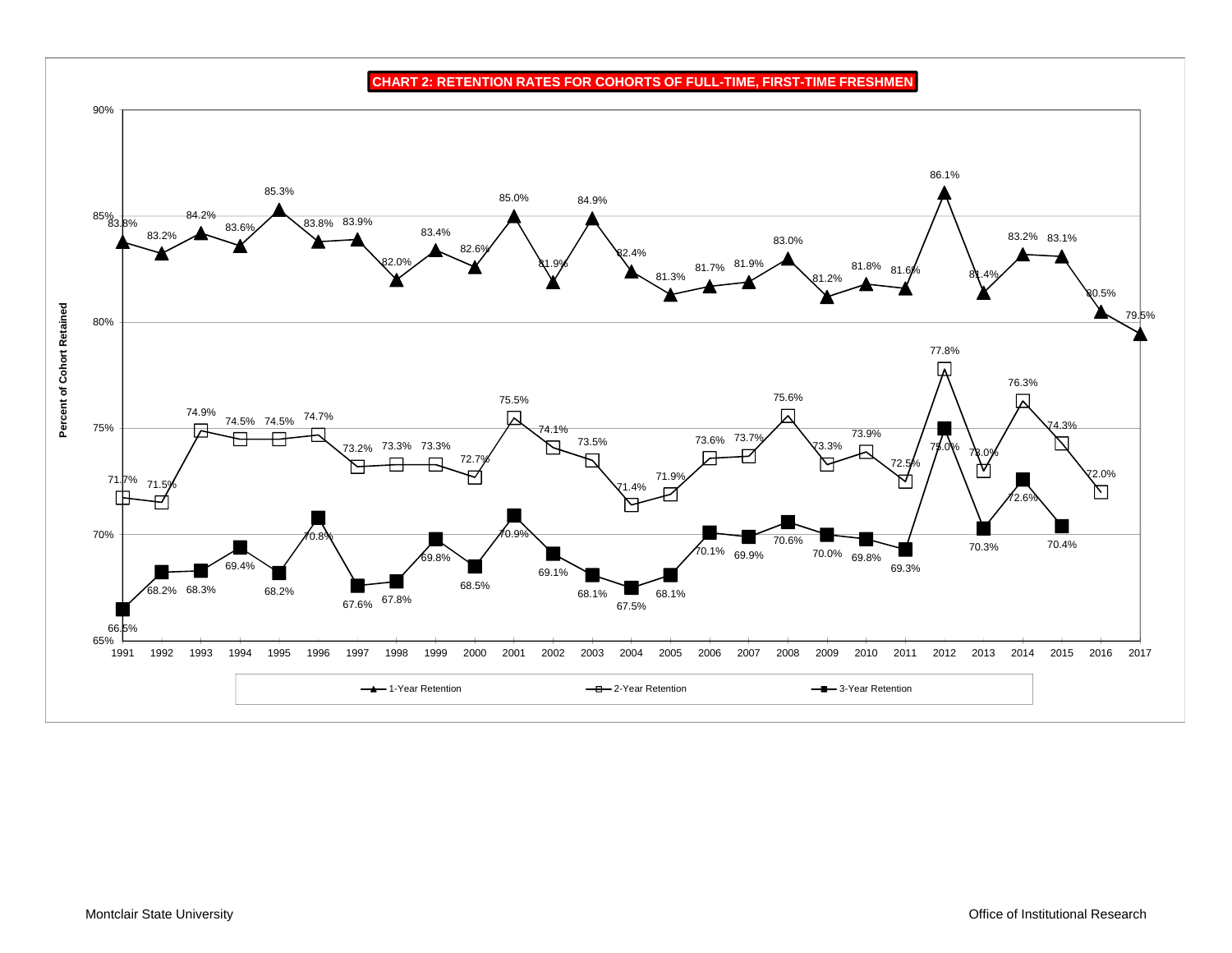## CHART 2: RETENTION RATES FOR COHORTS OF FULL-TIME, FIRST-TIME FRESHMEN

Percent of Cohort Retained

| Cohort | 1-Year Retention | 2-Year Retention | 3-Year Retention |
|---|---|---|---|
| 1991 | 83.8% | 71.7% | 66.5% |
| 1992 | 83.2% | 71.5% | 68.2% |
| 1993 | 84.2% | 74.9% | 68.3% |
| 1994 | 83.6% | 74.5% | 69.4% |
| 1995 | 85.3% | 74.5% | 68.2% |
| 1996 | 83.8% | 74.7% | 70.8% |
| 1997 | 83.9% | 73.2% | 67.6% |
| 1998 | 82.0% | 73.3% | 67.8% |
| 1999 | 83.4% | 73.3% | 69.8% |
| 2000 | 82.6% | 72.7% | 68.5% |
| 2001 | 85.0% | 75.5% | 70.9% |
| 2002 | 81.9% | 74.1% | 69.1% |
| 2003 | 84.9% | 73.5% | 68.1% |
| 2004 | 82.4% | 71.4% | 67.5% |
| 2005 | 81.3% | 71.9% | 68.1% |
| 2006 | 81.7% | 73.6% | 70.1% |
| 2007 | 81.9% | 73.7% | 69.9% |
| 2008 | 83.0% | 75.6% | 70.6% |
| 2009 | 81.2% | 73.3% | 70.0% |
| 2010 | 81.8% | 73.9% | 69.8% |
| 2011 | 81.6% | 72.5% | 69.3% |
| 2012 | 86.1% | 77.8% | 75.0% |
| 2013 | 81.4% | 73.0% | 70.3% |
| 2014 | 83.2% | 76.3% | 72.6% |
| 2015 | 83.1% | 74.3% | 70.4% |
| 2016 | 80.5% | 72.0% | |
| 2017 | 79.5% | | |

Montclair State University — Office of Institutional Research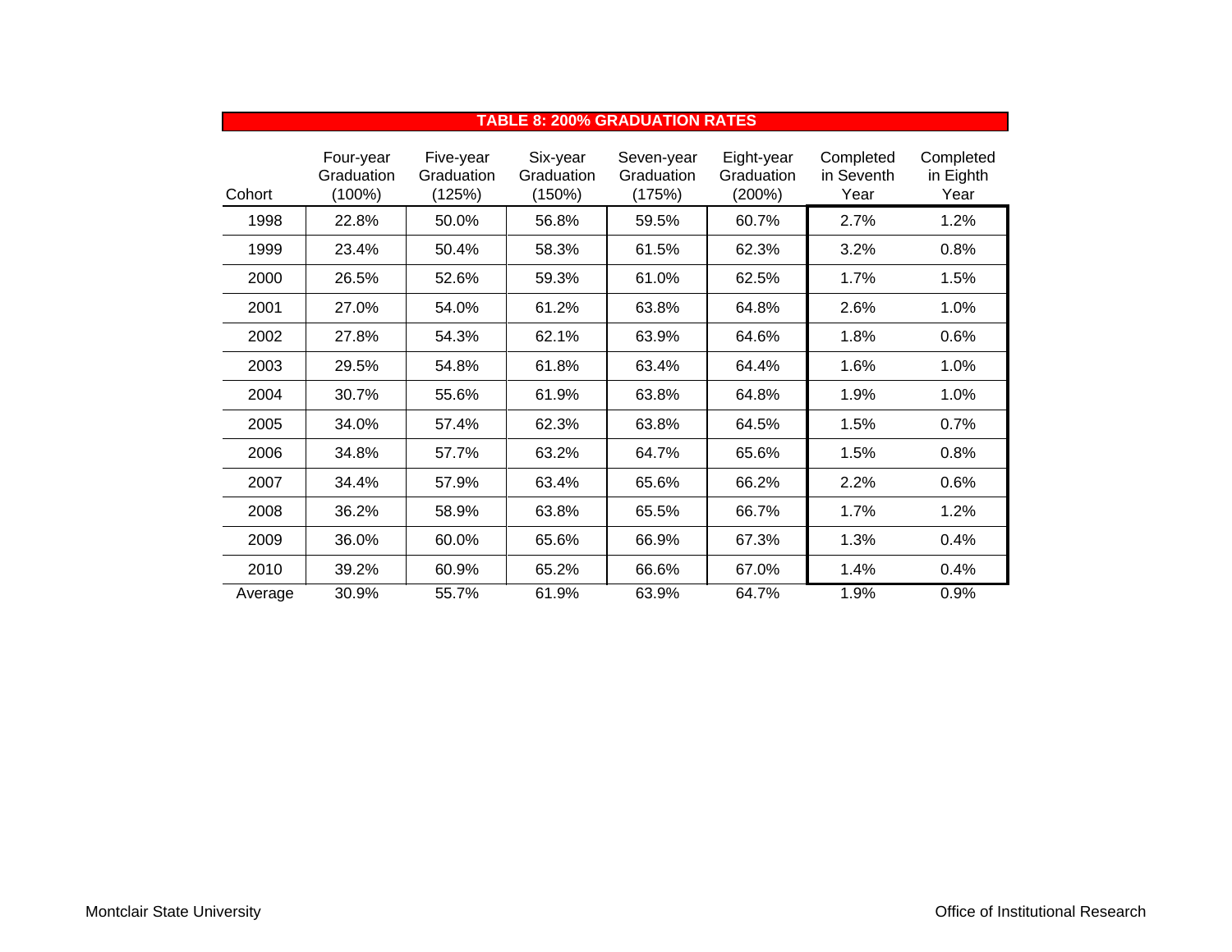## TABLE 8: 200% GRADUATION RATES

| Cohort | Four-year Graduation (100%) | Five-year Graduation (125%) | Six-year Graduation (150%) | Seven-year Graduation (175%) | Eight-year Graduation (200%) | Completed in Seventh Year | Completed in Eighth Year |
|---|---|---|---|---|---|---|---|
| 1998 | 22.8% | 50.0% | 56.8% | 59.5% | 60.7% | 2.7% | 1.2% |
| 1999 | 23.4% | 50.4% | 58.3% | 61.5% | 62.3% | 3.2% | 0.8% |
| 2000 | 26.5% | 52.6% | 59.3% | 61.0% | 62.5% | 1.7% | 1.5% |
| 2001 | 27.0% | 54.0% | 61.2% | 63.8% | 64.8% | 2.6% | 1.0% |
| 2002 | 27.8% | 54.3% | 62.1% | 63.9% | 64.6% | 1.8% | 0.6% |
| 2003 | 29.5% | 54.8% | 61.8% | 63.4% | 64.4% | 1.6% | 1.0% |
| 2004 | 30.7% | 55.6% | 61.9% | 63.8% | 64.8% | 1.9% | 1.0% |
| 2005 | 34.0% | 57.4% | 62.3% | 63.8% | 64.5% | 1.5% | 0.7% |
| 2006 | 34.8% | 57.7% | 63.2% | 64.7% | 65.6% | 1.5% | 0.8% |
| 2007 | 34.4% | 57.9% | 63.4% | 65.6% | 66.2% | 2.2% | 0.6% |
| 2008 | 36.2% | 58.9% | 63.8% | 65.5% | 66.7% | 1.7% | 1.2% |
| 2009 | 36.0% | 60.0% | 65.6% | 66.9% | 67.3% | 1.3% | 0.4% |
| 2010 | 39.2% | 60.9% | 65.2% | 66.6% | 67.0% | 1.4% | 0.4% |
| Average | 30.9% | 55.7% | 61.9% | 63.9% | 64.7% | 1.9% | 0.9% |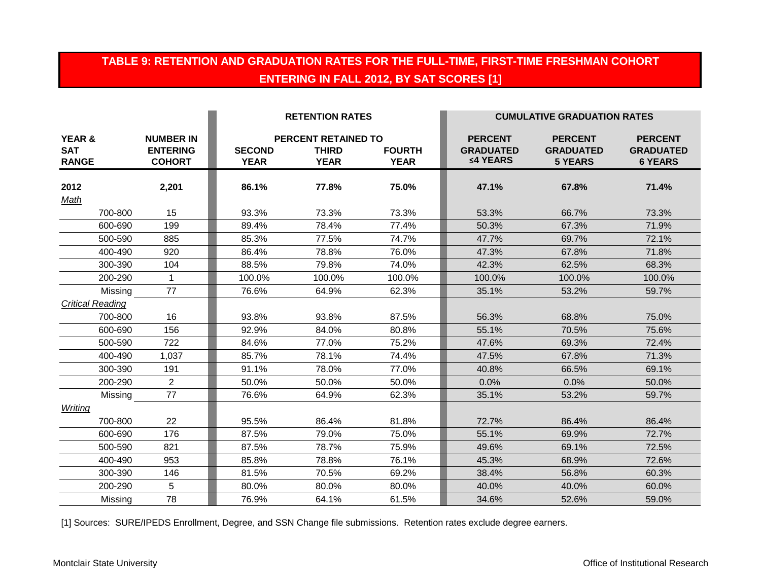## TABLE 9: RETENTION AND GRADUATION RATES FOR THE FULL-TIME, FIRST-TIME FRESHMAN COHORT ENTERING IN FALL 2012, BY SAT SCORES [1]

| YEAR & SAT RANGE | NUMBER IN ENTERING COHORT | RETENTION RATES | | | CUMULATIVE GRADUATION RATES | | |
|---|---|---|---|---|---|---|---|
| | | PERCENT RETAINED TO | | | | | |
| | | SECOND YEAR | THIRD YEAR | FOURTH YEAR | PERCENT GRADUATED ≤4 YEARS | PERCENT GRADUATED 5 YEARS | PERCENT GRADUATED 6 YEARS |
| **2012** | **2,201** | **86.1%** | **77.8%** | **75.0%** | **47.1%** | **67.8%** | **71.4%** |
| *Math* | | | | | | | |
| 700-800 | 15 | 93.3% | 73.3% | 73.3% | 53.3% | 66.7% | 73.3% |
| 600-690 | 199 | 89.4% | 78.4% | 77.4% | 50.3% | 67.3% | 71.9% |
| 500-590 | 885 | 85.3% | 77.5% | 74.7% | 47.7% | 69.7% | 72.1% |
| 400-490 | 920 | 86.4% | 78.8% | 76.0% | 47.3% | 67.8% | 71.8% |
| 300-390 | 104 | 88.5% | 79.8% | 74.0% | 42.3% | 62.5% | 68.3% |
| 200-290 | 1 | 100.0% | 100.0% | 100.0% | 100.0% | 100.0% | 100.0% |
| Missing | 77 | 76.6% | 64.9% | 62.3% | 35.1% | 53.2% | 59.7% |
| *Critical Reading* | | | | | | | |
| 700-800 | 16 | 93.8% | 93.8% | 87.5% | 56.3% | 68.8% | 75.0% |
| 600-690 | 156 | 92.9% | 84.0% | 80.8% | 55.1% | 70.5% | 75.6% |
| 500-590 | 722 | 84.6% | 77.0% | 75.2% | 47.6% | 69.3% | 72.4% |
| 400-490 | 1,037 | 85.7% | 78.1% | 74.4% | 47.5% | 67.8% | 71.3% |
| 300-390 | 191 | 91.1% | 78.0% | 77.0% | 40.8% | 66.5% | 69.1% |
| 200-290 | 2 | 50.0% | 50.0% | 50.0% | 0.0% | 0.0% | 50.0% |
| Missing | 77 | 76.6% | 64.9% | 62.3% | 35.1% | 53.2% | 59.7% |
| *Writing* | | | | | | | |
| 700-800 | 22 | 95.5% | 86.4% | 81.8% | 72.7% | 86.4% | 86.4% |
| 600-690 | 176 | 87.5% | 79.0% | 75.0% | 55.1% | 69.9% | 72.7% |
| 500-590 | 821 | 87.5% | 78.7% | 75.9% | 49.6% | 69.1% | 72.5% |
| 400-490 | 953 | 85.8% | 78.8% | 76.1% | 45.3% | 68.9% | 72.6% |
| 300-390 | 146 | 81.5% | 70.5% | 69.2% | 38.4% | 56.8% | 60.3% |
| 200-290 | 5 | 80.0% | 80.0% | 80.0% | 40.0% | 40.0% | 60.0% |
| Missing | 78 | 76.9% | 64.1% | 61.5% | 34.6% | 52.6% | 59.0% |

[1] Sources: SURE/IPEDS Enrollment, Degree, and SSN Change file submissions. Retention rates exclude degree earners.

Montclair State University — Office of Institutional Research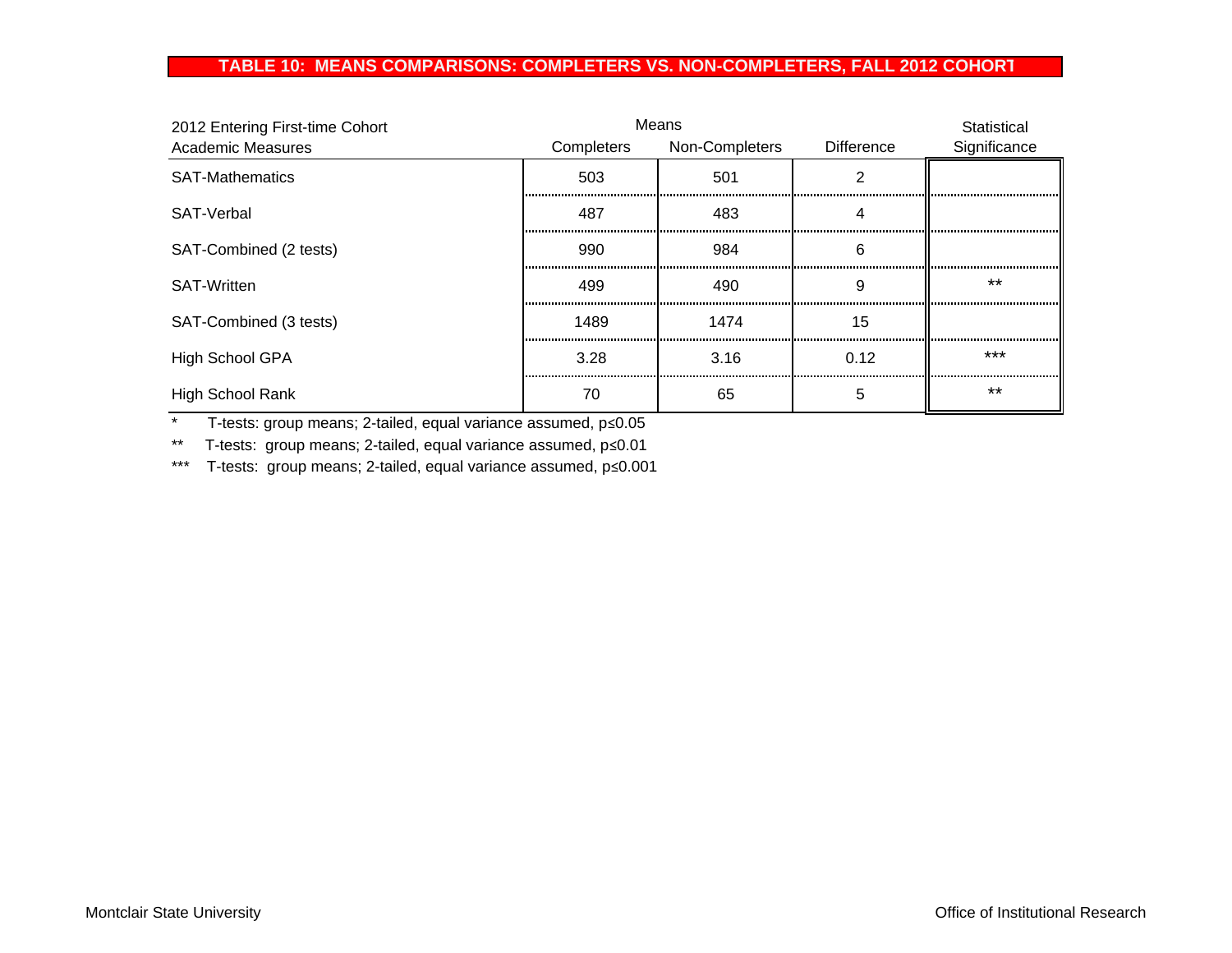## TABLE 10: MEANS COMPARISONS: COMPLETERS VS. NON-COMPLETERS, FALL 2012 COHORT

| 2012 Entering First-time Cohort Academic Measures | Means | | | Statistical Significance |
|---|---|---|---|---|
| | Completers | Non-Completers | Difference | |
| SAT-Mathematics | 503 | 501 | 2 | |
| SAT-Verbal | 487 | 483 | 4 | |
| SAT-Combined (2 tests) | 990 | 984 | 6 | |
| SAT-Written | 499 | 490 | 9 | ** |
| SAT-Combined (3 tests) | 1489 | 1474 | 15 | |
| High School GPA | 3.28 | 3.16 | 0.12 | *** |
| High School Rank | 70 | 65 | 5 | ** |

\* T-tests: group means; 2-tailed, equal variance assumed, p≤0.05

\** T-tests: group means; 2-tailed, equal variance assumed, p≤0.01

\*** T-tests: group means; 2-tailed, equal variance assumed, p≤0.001

Montclair State University

Office of Institutional Research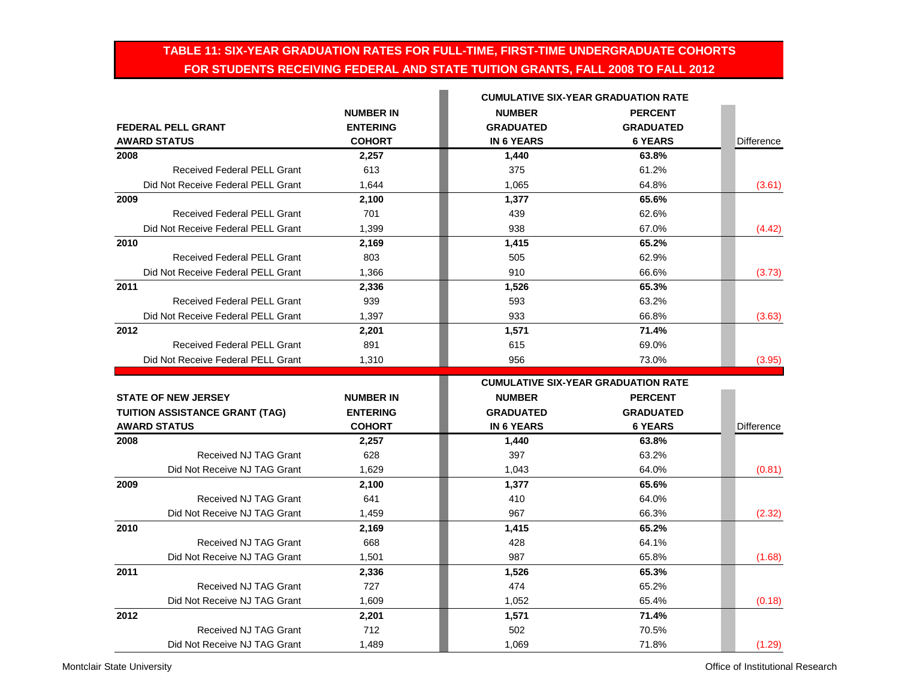## TABLE 11: SIX-YEAR GRADUATION RATES FOR FULL-TIME, FIRST-TIME UNDERGRADUATE COHORTS FOR STUDENTS RECEIVING FEDERAL AND STATE TUITION GRANTS, FALL 2008 TO FALL 2012

| FEDERAL PELL GRANT AWARD STATUS | NUMBER IN ENTERING COHORT | CUMULATIVE SIX-YEAR GRADUATION RATE NUMBER GRADUATED IN 6 YEARS | PERCENT GRADUATED 6 YEARS | Difference |
|---|---|---|---|---|
| **2008** | **2,257** | **1,440** | **63.8%** | |
| Received Federal PELL Grant | 613 | 375 | 61.2% | |
| Did Not Receive Federal PELL Grant | 1,644 | 1,065 | 64.8% | (3.61) |
| **2009** | **2,100** | **1,377** | **65.6%** | |
| Received Federal PELL Grant | 701 | 439 | 62.6% | |
| Did Not Receive Federal PELL Grant | 1,399 | 938 | 67.0% | (4.42) |
| **2010** | **2,169** | **1,415** | **65.2%** | |
| Received Federal PELL Grant | 803 | 505 | 62.9% | |
| Did Not Receive Federal PELL Grant | 1,366 | 910 | 66.6% | (3.73) |
| **2011** | **2,336** | **1,526** | **65.3%** | |
| Received Federal PELL Grant | 939 | 593 | 63.2% | |
| Did Not Receive Federal PELL Grant | 1,397 | 933 | 66.8% | (3.63) |
| **2012** | **2,201** | **1,571** | **71.4%** | |
| Received Federal PELL Grant | 891 | 615 | 69.0% | |
| Did Not Receive Federal PELL Grant | 1,310 | 956 | 73.0% | (3.95) |

| STATE OF NEW JERSEY TUITION ASSISTANCE GRANT (TAG) AWARD STATUS | NUMBER IN ENTERING COHORT | CUMULATIVE SIX-YEAR GRADUATION RATE NUMBER GRADUATED IN 6 YEARS | PERCENT GRADUATED 6 YEARS | Difference |
|---|---|---|---|---|
| **2008** | **2,257** | **1,440** | **63.8%** | |
| Received NJ TAG Grant | 628 | 397 | 63.2% | |
| Did Not Receive NJ TAG Grant | 1,629 | 1,043 | 64.0% | (0.81) |
| **2009** | **2,100** | **1,377** | **65.6%** | |
| Received NJ TAG Grant | 641 | 410 | 64.0% | |
| Did Not Receive NJ TAG Grant | 1,459 | 967 | 66.3% | (2.32) |
| **2010** | **2,169** | **1,415** | **65.2%** | |
| Received NJ TAG Grant | 668 | 428 | 64.1% | |
| Did Not Receive NJ TAG Grant | 1,501 | 987 | 65.8% | (1.68) |
| **2011** | **2,336** | **1,526** | **65.3%** | |
| Received NJ TAG Grant | 727 | 474 | 65.2% | |
| Did Not Receive NJ TAG Grant | 1,609 | 1,052 | 65.4% | (0.18) |
| **2012** | **2,201** | **1,571** | **71.4%** | |
| Received NJ TAG Grant | 712 | 502 | 70.5% | |
| Did Not Receive NJ TAG Grant | 1,489 | 1,069 | 71.8% | (1.29) |

Montclair State University — Office of Institutional Research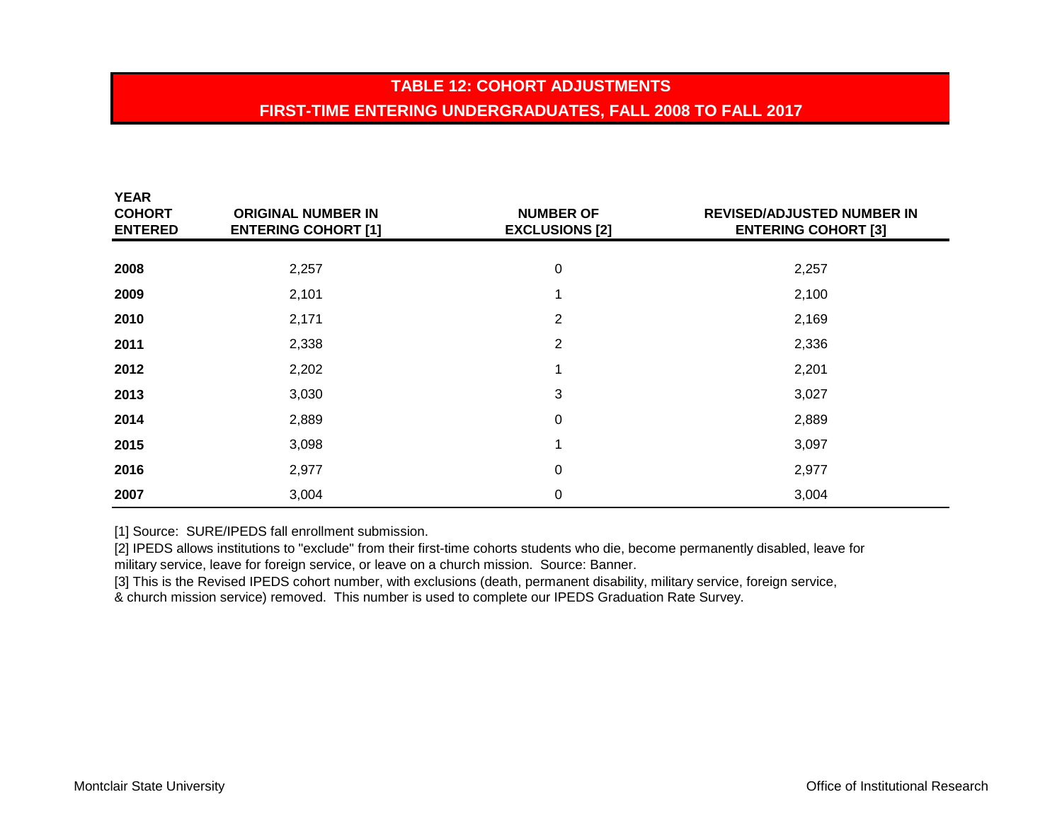## TABLE 12: COHORT ADJUSTMENTS
## FIRST-TIME ENTERING UNDERGRADUATES, FALL 2008 TO FALL 2017

| YEAR COHORT ENTERED | ORIGINAL NUMBER IN ENTERING COHORT [1] | NUMBER OF EXCLUSIONS [2] | REVISED/ADJUSTED NUMBER IN ENTERING COHORT [3] |
|---|---|---|---|
| **2008** | 2,257 | 0 | 2,257 |
| **2009** | 2,101 | 1 | 2,100 |
| **2010** | 2,171 | 2 | 2,169 |
| **2011** | 2,338 | 2 | 2,336 |
| **2012** | 2,202 | 1 | 2,201 |
| **2013** | 3,030 | 3 | 3,027 |
| **2014** | 2,889 | 0 | 2,889 |
| **2015** | 3,098 | 1 | 3,097 |
| **2016** | 2,977 | 0 | 2,977 |
| **2007** | 3,004 | 0 | 3,004 |

[1] Source: SURE/IPEDS fall enrollment submission.

[2] IPEDS allows institutions to "exclude" from their first-time cohorts students who die, become permanently disabled, leave for military service, leave for foreign service, or leave on a church mission. Source: Banner.

[3] This is the Revised IPEDS cohort number, with exclusions (death, permanent disability, military service, foreign service, & church mission service) removed. This number is used to complete our IPEDS Graduation Rate Survey.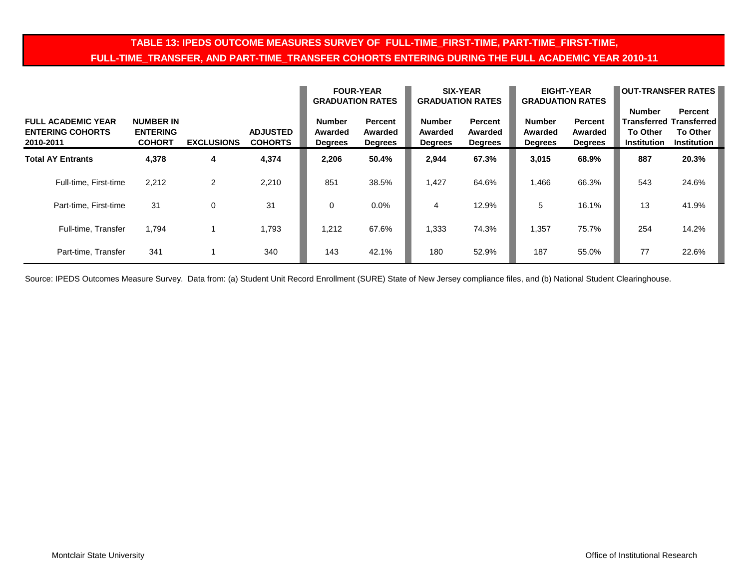## TABLE 13: IPEDS OUTCOME MEASURES SURVEY OF FULL-TIME_FIRST-TIME, PART-TIME_FIRST-TIME, FULL-TIME_TRANSFER, AND PART-TIME_TRANSFER COHORTS ENTERING DURING THE FULL ACADEMIC YEAR 2010-11

| | | | | FOUR-YEAR GRADUATION RATES | | SIX-YEAR GRADUATION RATES | | EIGHT-YEAR GRADUATION RATES | | OUT-TRANSFER RATES | |
|---|---|---|---|---|---|---|---|---|---|---|---|
| **FULL ACADEMIC YEAR ENTERING COHORTS 2010-2011** | **NUMBER IN ENTERING COHORT** | **EXCLUSIONS** | **ADJUSTED COHORTS** | **Number Awarded Degrees** | **Percent Awarded Degrees** | **Number Awarded Degrees** | **Percent Awarded Degrees** | **Number Awarded Degrees** | **Percent Awarded Degrees** | **Number Transferred To Other Institution** | **Percent Transferred To Other Institution** |
| **Total AY Entrants** | **4,378** | **4** | **4,374** | **2,206** | **50.4%** | **2,944** | **67.3%** | **3,015** | **68.9%** | **887** | **20.3%** |
| Full-time, First-time | 2,212 | 2 | 2,210 | 851 | 38.5% | 1,427 | 64.6% | 1,466 | 66.3% | 543 | 24.6% |
| Part-time, First-time | 31 | 0 | 31 | 0 | 0.0% | 4 | 12.9% | 5 | 16.1% | 13 | 41.9% |
| Full-time, Transfer | 1,794 | 1 | 1,793 | 1,212 | 67.6% | 1,333 | 74.3% | 1,357 | 75.7% | 254 | 14.2% |
| Part-time, Transfer | 341 | 1 | 340 | 143 | 42.1% | 180 | 52.9% | 187 | 55.0% | 77 | 22.6% |

Source: IPEDS Outcomes Measure Survey. Data from: (a) Student Unit Record Enrollment (SURE) State of New Jersey compliance files, and (b) National Student Clearinghouse.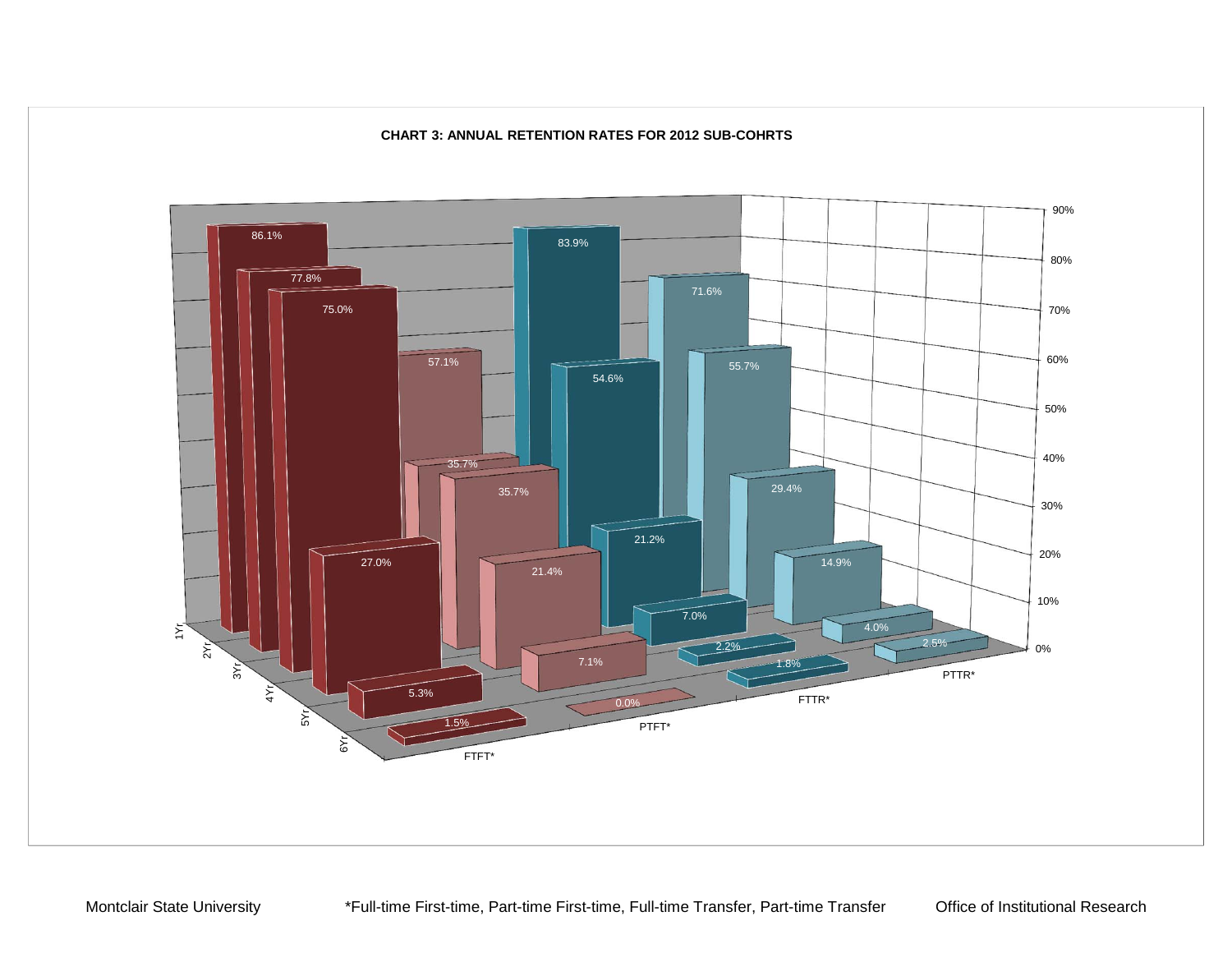**CHART 3: ANNUAL RETENTION RATES FOR 2012 SUB-COHRTS**

| | FTFT* | PTFT* | FTTR* | PTTR* |
|---|---|---|---|---|
| 1Yr | 86.1% | 57.1% | 83.9% | 71.6% |
| 2Yr | 77.8% | 35.7% | 54.6% | 55.7% |
| 3Yr | 75.0% | 35.7% | 21.2% | 29.4% |
| 4Yr | 27.0% | 21.4% | 7.0% | 14.9% |
| 5Yr | 5.3% | 7.1% | 2.2% | 4.0% |
| 6Yr | 1.5% | 0.0% | 1.8% | 2.5% |

Montclair State University | *Full-time First-time, Part-time First-time, Full-time Transfer, Part-time Transfer | Office of Institutional Research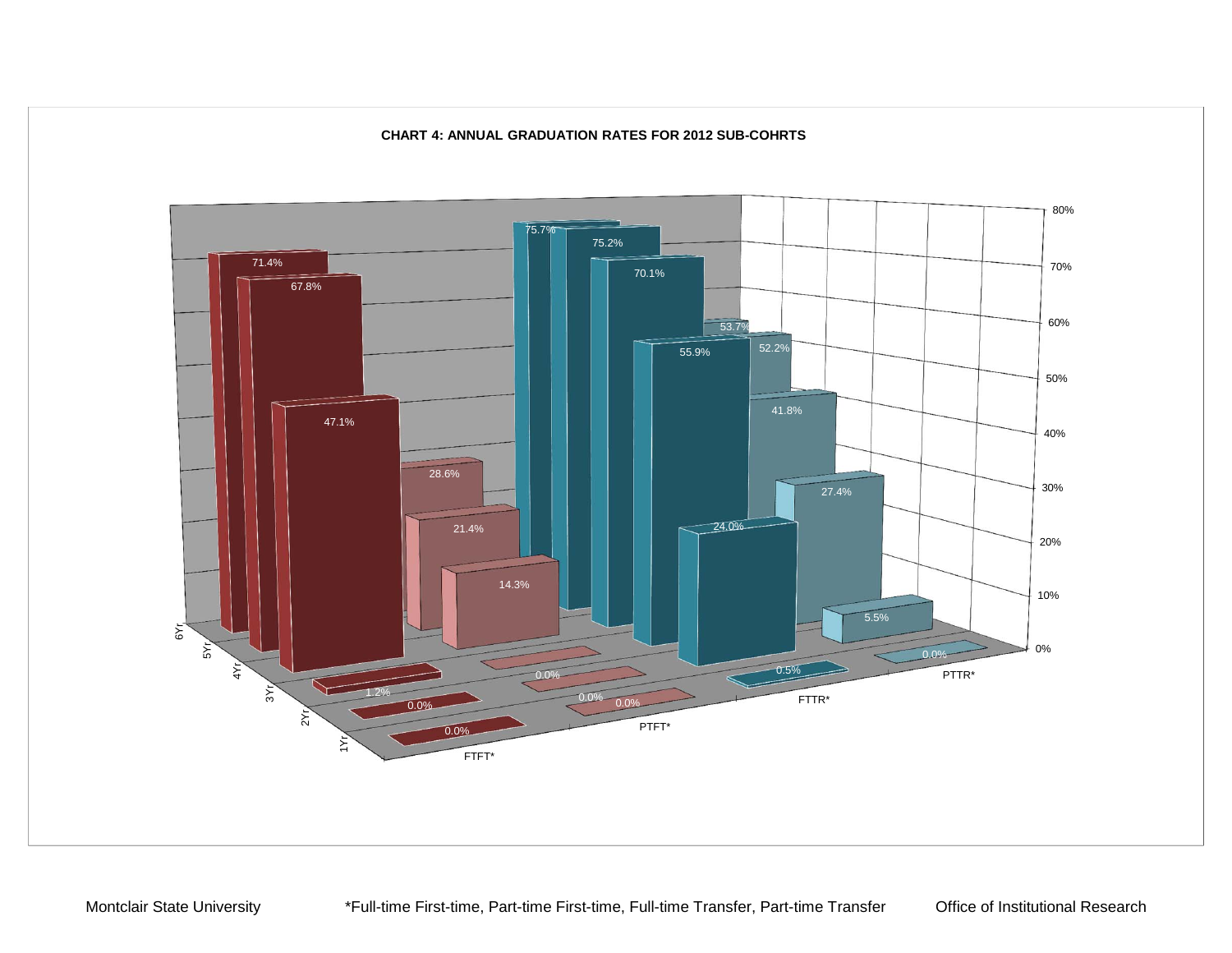**CHART 4: ANNUAL GRADUATION RATES FOR 2012 SUB-COHRTS**

| | FTFT* | PTFT* | FTTR* | PTTR* |
|---|---|---|---|---|
| 1Yr | 0.0% | 0.0% | 0.5% | 0.0% |
| 2Yr | 0.0% | 0.0% | 24.0% | 5.5% |
| 3Yr | 1.2% | 0.0% | 55.9% | 27.4% |
| 4Yr | 47.1% | 14.3% | 70.1% | 41.8% |
| 5Yr | 67.8% | 21.4% | 75.2% | 52.2% |
| 6Yr | 71.4% | 28.6% | 75.7% | 53.7% |

Montclair State University &nbsp;&nbsp;&nbsp; *Full-time First-time, Part-time First-time, Full-time Transfer, Part-time Transfer &nbsp;&nbsp;&nbsp; Office of Institutional Research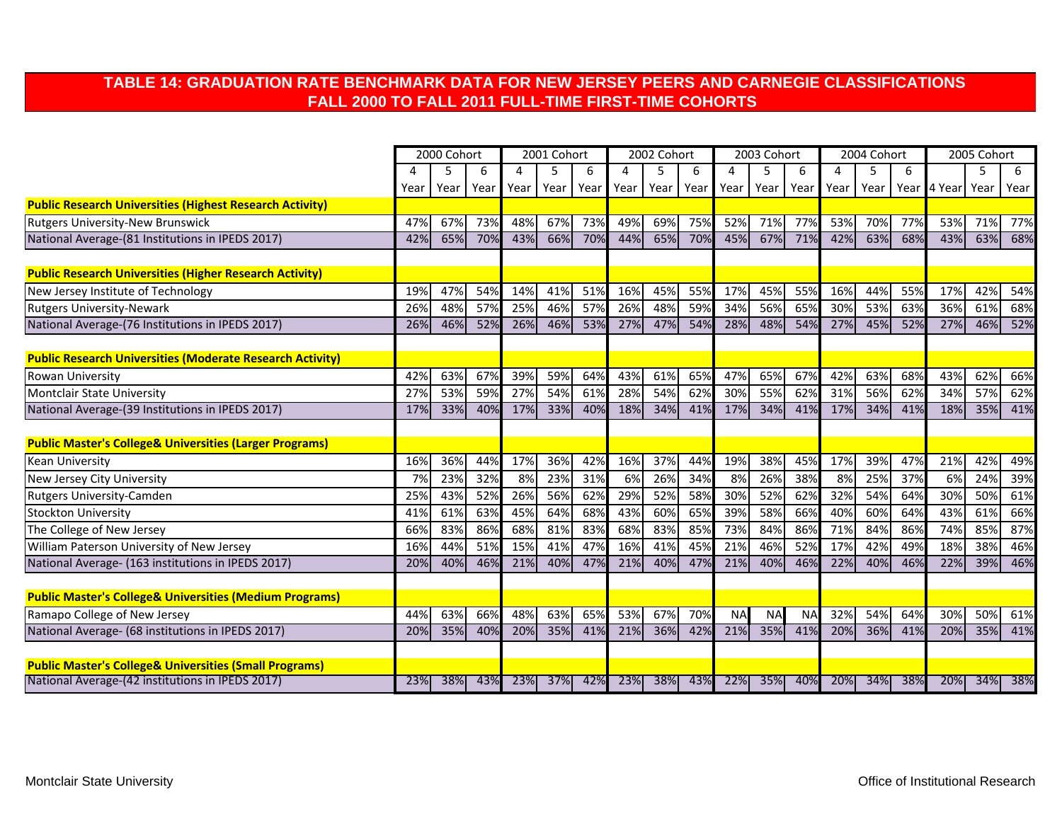## TABLE 14: GRADUATION RATE BENCHMARK DATA FOR NEW JERSEY PEERS AND CARNEGIE CLASSIFICATIONS FALL 2000 TO FALL 2011 FULL-TIME FIRST-TIME COHORTS

| | 2000 Cohort | | | 2001 Cohort | | | 2002 Cohort | | | 2003 Cohort | | | 2004 Cohort | | | 2005 Cohort | | |
|---|---|---|---|---|---|---|---|---|---|---|---|---|---|---|---|---|---|---|
| | 4 Year | 5 Year | 6 Year | 4 Year | 5 Year | 6 Year | 4 Year | 5 Year | 6 Year | 4 Year | 5 Year | 6 Year | 4 Year | 5 Year | 6 Year | 4 Year | 5 Year | 6 Year |
| **Public Research Universities (Highest Research Activity)** | | | | | | | | | | | | | | | | | | |
| Rutgers University-New Brunswick | 47% | 67% | 73% | 48% | 67% | 73% | 49% | 69% | 75% | 52% | 71% | 77% | 53% | 70% | 77% | 53% | 71% | 77% |
| National Average-(81 Institutions in IPEDS 2017) | 42% | 65% | 70% | 43% | 66% | 70% | 44% | 65% | 70% | 45% | 67% | 71% | 42% | 63% | 68% | 43% | 63% | 68% |
| **Public Research Universities (Higher Research Activity)** | | | | | | | | | | | | | | | | | | |
| New Jersey Institute of Technology | 19% | 47% | 54% | 14% | 41% | 51% | 16% | 45% | 55% | 17% | 45% | 55% | 16% | 44% | 55% | 17% | 42% | 54% |
| Rutgers University-Newark | 26% | 48% | 57% | 25% | 46% | 57% | 26% | 48% | 59% | 34% | 56% | 65% | 30% | 53% | 63% | 36% | 61% | 68% |
| National Average-(76 Institutions in IPEDS 2017) | 26% | 46% | 52% | 26% | 46% | 53% | 27% | 47% | 54% | 28% | 48% | 54% | 27% | 45% | 52% | 27% | 46% | 52% |
| **Public Research Universities (Moderate Research Activity)** | | | | | | | | | | | | | | | | | | |
| Rowan University | 42% | 63% | 67% | 39% | 59% | 64% | 43% | 61% | 65% | 47% | 65% | 67% | 42% | 63% | 68% | 43% | 62% | 66% |
| Montclair State University | 27% | 53% | 59% | 27% | 54% | 61% | 28% | 54% | 62% | 30% | 55% | 62% | 31% | 56% | 62% | 34% | 57% | 62% |
| National Average-(39 Institutions in IPEDS 2017) | 17% | 33% | 40% | 17% | 33% | 40% | 18% | 34% | 41% | 17% | 34% | 41% | 17% | 34% | 41% | 18% | 35% | 41% |
| **Public Master's College& Universities (Larger Programs)** | | | | | | | | | | | | | | | | | | |
| Kean University | 16% | 36% | 44% | 17% | 36% | 42% | 16% | 37% | 44% | 19% | 38% | 45% | 17% | 39% | 47% | 21% | 42% | 49% |
| New Jersey City University | 7% | 23% | 32% | 8% | 23% | 31% | 6% | 26% | 34% | 8% | 26% | 38% | 8% | 25% | 37% | 6% | 24% | 39% |
| Rutgers University-Camden | 25% | 43% | 52% | 26% | 56% | 62% | 29% | 52% | 58% | 30% | 52% | 62% | 32% | 54% | 64% | 30% | 50% | 61% |
| Stockton University | 41% | 61% | 63% | 45% | 64% | 68% | 43% | 60% | 65% | 39% | 58% | 66% | 40% | 60% | 64% | 43% | 61% | 66% |
| The College of New Jersey | 66% | 83% | 86% | 68% | 81% | 83% | 68% | 83% | 85% | 73% | 84% | 86% | 71% | 84% | 86% | 74% | 85% | 87% |
| William Paterson University of New Jersey | 16% | 44% | 51% | 15% | 41% | 47% | 16% | 41% | 45% | 21% | 46% | 52% | 17% | 42% | 49% | 18% | 38% | 46% |
| National Average- (163 institutions in IPEDS 2017) | 20% | 40% | 46% | 21% | 40% | 47% | 21% | 40% | 47% | 21% | 40% | 46% | 22% | 40% | 46% | 22% | 39% | 46% |
| **Public Master's College& Universities (Medium Programs)** | | | | | | | | | | | | | | | | | | |
| Ramapo College of New Jersey | 44% | 63% | 66% | 48% | 63% | 65% | 53% | 67% | 70% | NA | NA | NA | 32% | 54% | 64% | 30% | 50% | 61% |
| National Average- (68 institutions in IPEDS 2017) | 20% | 35% | 40% | 20% | 35% | 41% | 21% | 36% | 42% | 21% | 35% | 41% | 20% | 36% | 41% | 20% | 35% | 41% |
| **Public Master's College& Universities (Small Programs)** | | | | | | | | | | | | | | | | | | |
| National Average-(42 institutions in IPEDS 2017) | 23% | 38% | 43% | 23% | 37% | 42% | 23% | 38% | 43% | 22% | 35% | 40% | 20% | 34% | 38% | 20% | 34% | 38% |

Montclair State University — Office of Institutional Research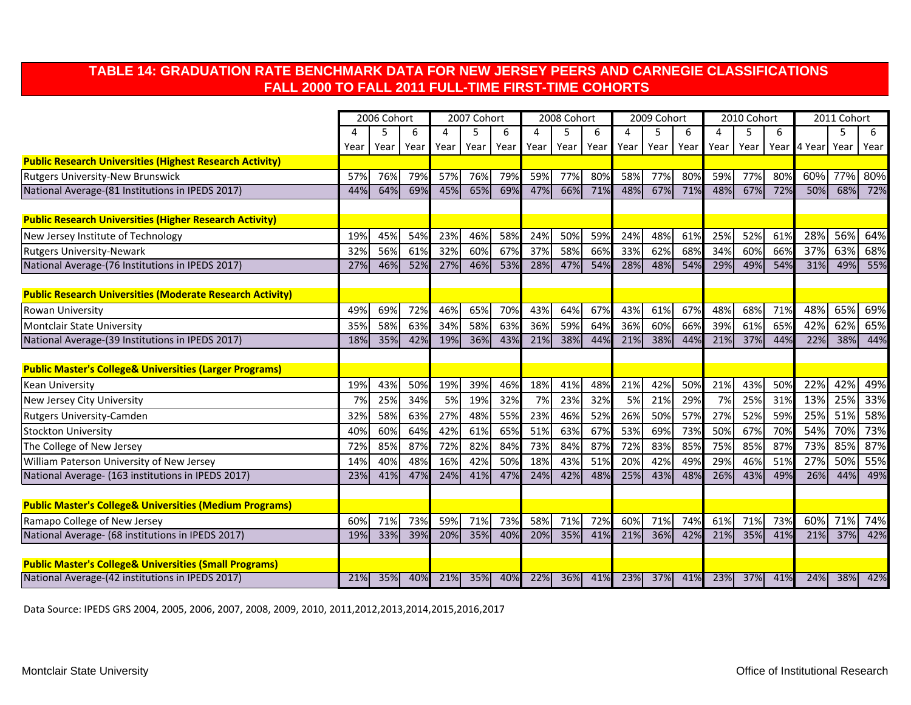# TABLE 14: GRADUATION RATE BENCHMARK DATA FOR NEW JERSEY PEERS AND CARNEGIE CLASSIFICATIONS FALL 2000 TO FALL 2011 FULL-TIME FIRST-TIME COHORTS

| | 2006 Cohort | | | 2007 Cohort | | | 2008 Cohort | | | 2009 Cohort | | | 2010 Cohort | | | 2011 Cohort | | |
|---|---|---|---|---|---|---|---|---|---|---|---|---|---|---|---|---|---|---|
| | 4 Year | 5 Year | 6 Year | 4 Year | 5 Year | 6 Year | 4 Year | 5 Year | 6 Year | 4 Year | 5 Year | 6 Year | 4 Year | 5 Year | 6 Year | 4 Year | 5 Year | 6 Year |
| **Public Research Universities (Highest Research Activity)** | | | | | | | | | | | | | | | | | | |
| Rutgers University-New Brunswick | 57% | 76% | 79% | 57% | 76% | 79% | 59% | 77% | 80% | 58% | 77% | 80% | 59% | 77% | 80% | 60% | 77% | 80% |
| National Average-(81 Institutions in IPEDS 2017) | 44% | 64% | 69% | 45% | 65% | 69% | 47% | 66% | 71% | 48% | 67% | 71% | 48% | 67% | 72% | 50% | 68% | 72% |
| **Public Research Universities (Higher Research Activity)** | | | | | | | | | | | | | | | | | | |
| New Jersey Institute of Technology | 19% | 45% | 54% | 23% | 46% | 58% | 24% | 50% | 59% | 24% | 48% | 61% | 25% | 52% | 61% | 28% | 56% | 64% |
| Rutgers University-Newark | 32% | 56% | 61% | 32% | 60% | 67% | 37% | 58% | 66% | 33% | 62% | 68% | 34% | 60% | 66% | 37% | 63% | 68% |
| National Average-(76 Institutions in IPEDS 2017) | 27% | 46% | 52% | 27% | 46% | 53% | 28% | 47% | 54% | 28% | 48% | 54% | 29% | 49% | 54% | 31% | 49% | 55% |
| **Public Research Universities (Moderate Research Activity)** | | | | | | | | | | | | | | | | | | |
| Rowan University | 49% | 69% | 72% | 46% | 65% | 70% | 43% | 64% | 67% | 43% | 61% | 67% | 48% | 68% | 71% | 48% | 65% | 69% |
| Montclair State University | 35% | 58% | 63% | 34% | 58% | 63% | 36% | 59% | 64% | 36% | 60% | 66% | 39% | 61% | 65% | 42% | 62% | 65% |
| National Average-(39 Institutions in IPEDS 2017) | 18% | 35% | 42% | 19% | 36% | 43% | 21% | 38% | 44% | 21% | 38% | 44% | 21% | 37% | 44% | 22% | 38% | 44% |
| **Public Master's College& Universities (Larger Programs)** | | | | | | | | | | | | | | | | | | |
| Kean University | 19% | 43% | 50% | 19% | 39% | 46% | 18% | 41% | 48% | 21% | 42% | 50% | 21% | 43% | 50% | 22% | 42% | 49% |
| New Jersey City University | 7% | 25% | 34% | 5% | 19% | 32% | 7% | 23% | 32% | 5% | 21% | 29% | 7% | 25% | 31% | 13% | 25% | 33% |
| Rutgers University-Camden | 32% | 58% | 63% | 27% | 48% | 55% | 23% | 46% | 52% | 26% | 50% | 57% | 27% | 52% | 59% | 25% | 51% | 58% |
| Stockton University | 40% | 60% | 64% | 42% | 61% | 65% | 51% | 63% | 67% | 53% | 69% | 73% | 50% | 67% | 70% | 54% | 70% | 73% |
| The College of New Jersey | 72% | 85% | 87% | 72% | 82% | 84% | 73% | 84% | 87% | 72% | 83% | 85% | 75% | 85% | 87% | 73% | 85% | 87% |
| William Paterson University of New Jersey | 14% | 40% | 48% | 16% | 42% | 50% | 18% | 43% | 51% | 20% | 42% | 49% | 29% | 46% | 51% | 27% | 50% | 55% |
| National Average- (163 institutions in IPEDS 2017) | 23% | 41% | 47% | 24% | 41% | 47% | 24% | 42% | 48% | 25% | 43% | 48% | 26% | 43% | 49% | 26% | 44% | 49% |
| **Public Master's College& Universities (Medium Programs)** | | | | | | | | | | | | | | | | | | |
| Ramapo College of New Jersey | 60% | 71% | 73% | 59% | 71% | 73% | 58% | 71% | 72% | 60% | 71% | 74% | 61% | 71% | 73% | 60% | 71% | 74% |
| National Average- (68 institutions in IPEDS 2017) | 19% | 33% | 39% | 20% | 35% | 40% | 20% | 35% | 41% | 21% | 36% | 42% | 21% | 35% | 41% | 21% | 37% | 42% |
| **Public Master's College& Universities (Small Programs)** | | | | | | | | | | | | | | | | | | |
| National Average-(42 institutions in IPEDS 2017) | 21% | 35% | 40% | 21% | 35% | 40% | 22% | 36% | 41% | 23% | 37% | 41% | 23% | 37% | 41% | 24% | 38% | 42% |

Data Source: IPEDS GRS 2004, 2005, 2006, 2007, 2008, 2009, 2010, 2011,2012,2013,2014,2015,2016,2017

Montclair State University — Office of Institutional Research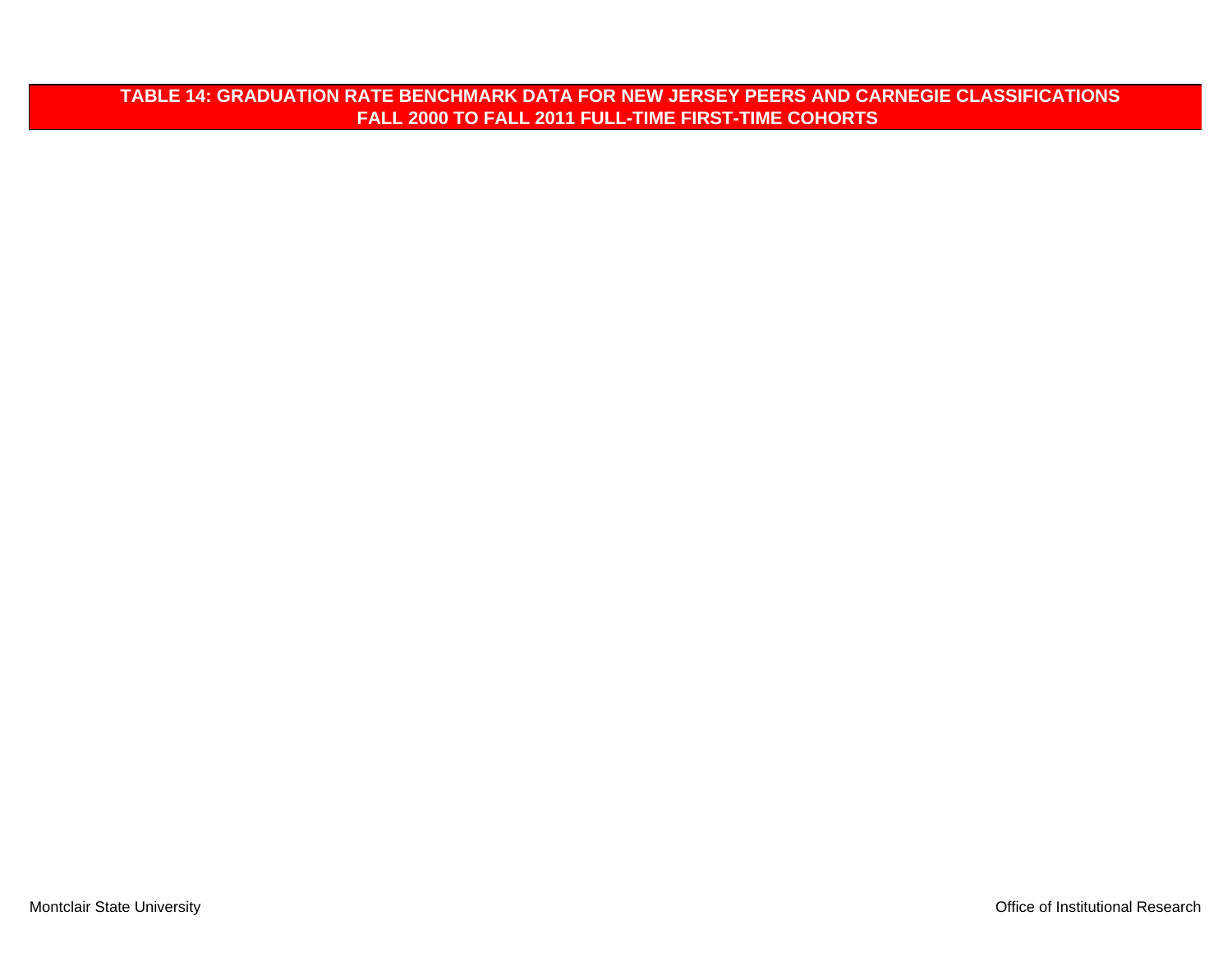## TABLE 14: GRADUATION RATE BENCHMARK DATA FOR NEW JERSEY PEERS AND CARNEGIE CLASSIFICATIONS FALL 2000 TO FALL 2011 FULL-TIME FIRST-TIME COHORTS